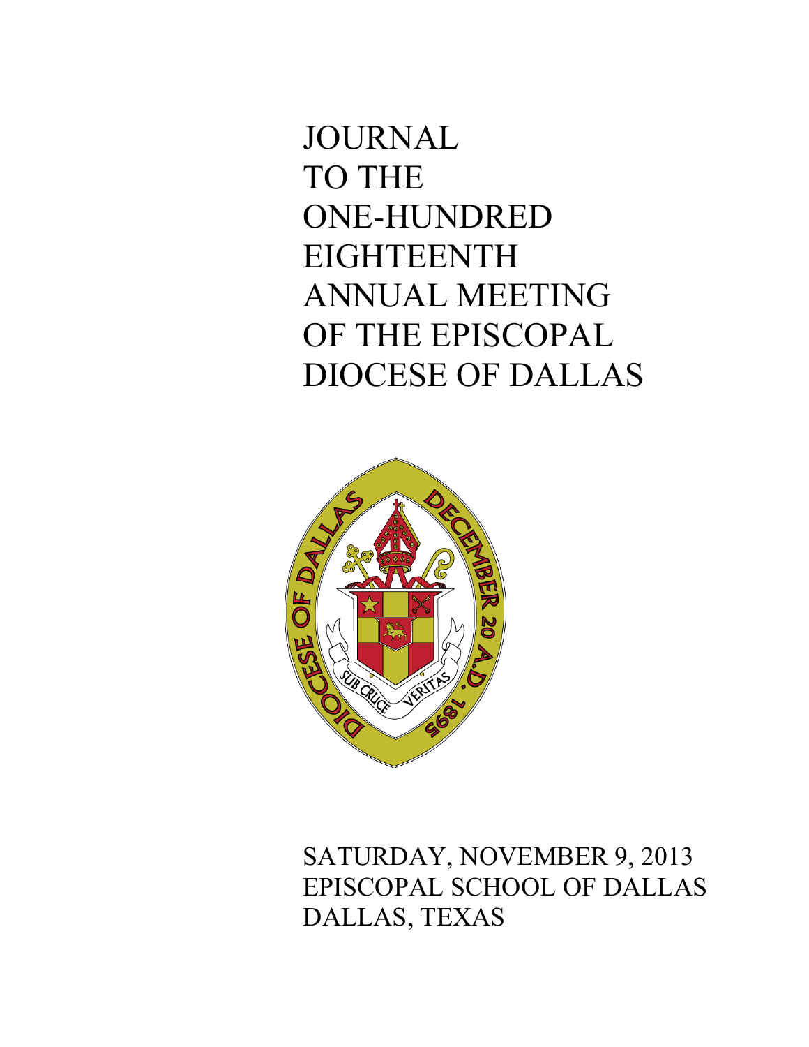# JOURNAL TO THE ONE-HUNDRED EIGHTEENTH ANNUAL MEETING OF THE EPISCOPAL DIOCESE OF DALLAS

SATURDAY, NOVEMBER 9, 2013
EPISCOPAL SCHOOL OF DALLAS
DALLAS, TEXAS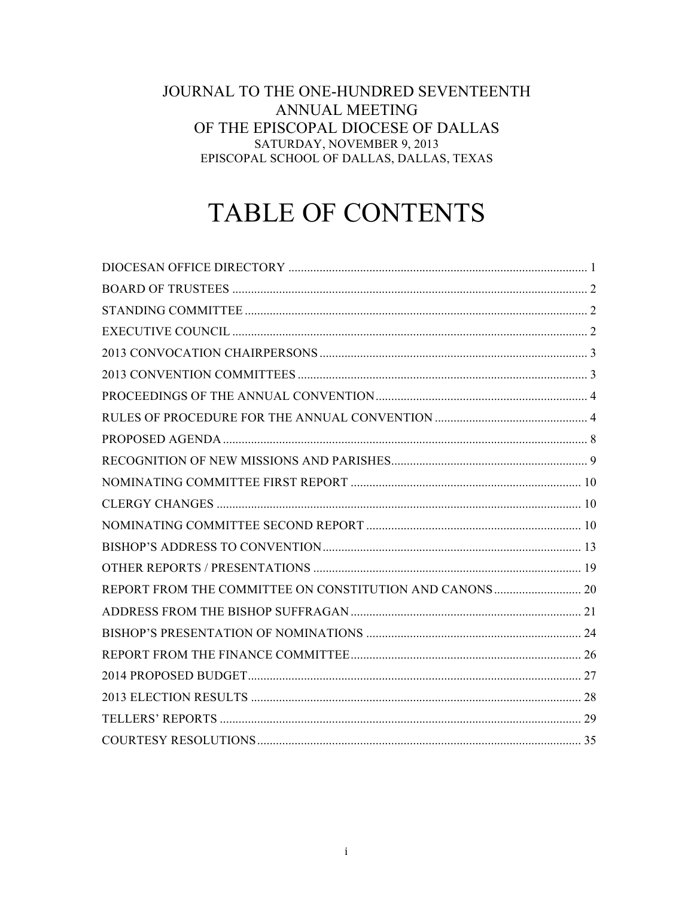JOURNAL TO THE ONE-HUNDRED SEVENTEENTH
ANNUAL MEETING
OF THE EPISCOPAL DIOCESE OF DALLAS
SATURDAY, NOVEMBER 9, 2013
EPISCOPAL SCHOOL OF DALLAS, DALLAS, TEXAS

# TABLE OF CONTENTS

DIOCESAN OFFICE DIRECTORY ..... 1
BOARD OF TRUSTEES ..... 2
STANDING COMMITTEE ..... 2
EXECUTIVE COUNCIL ..... 2
2013 CONVOCATION CHAIRPERSONS ..... 3
2013 CONVENTION COMMITTEES ..... 3
PROCEEDINGS OF THE ANNUAL CONVENTION ..... 4
RULES OF PROCEDURE FOR THE ANNUAL CONVENTION ..... 4
PROPOSED AGENDA ..... 8
RECOGNITION OF NEW MISSIONS AND PARISHES ..... 9
NOMINATING COMMITTEE FIRST REPORT ..... 10
CLERGY CHANGES ..... 10
NOMINATING COMMITTEE SECOND REPORT ..... 10
BISHOP'S ADDRESS TO CONVENTION ..... 13
OTHER REPORTS / PRESENTATIONS ..... 19
REPORT FROM THE COMMITTEE ON CONSTITUTION AND CANONS ..... 20
ADDRESS FROM THE BISHOP SUFFRAGAN ..... 21
BISHOP'S PRESENTATION OF NOMINATIONS ..... 24
REPORT FROM THE FINANCE COMMITTEE ..... 26
2014 PROPOSED BUDGET ..... 27
2013 ELECTION RESULTS ..... 28
TELLERS' REPORTS ..... 29
COURTESY RESOLUTIONS ..... 35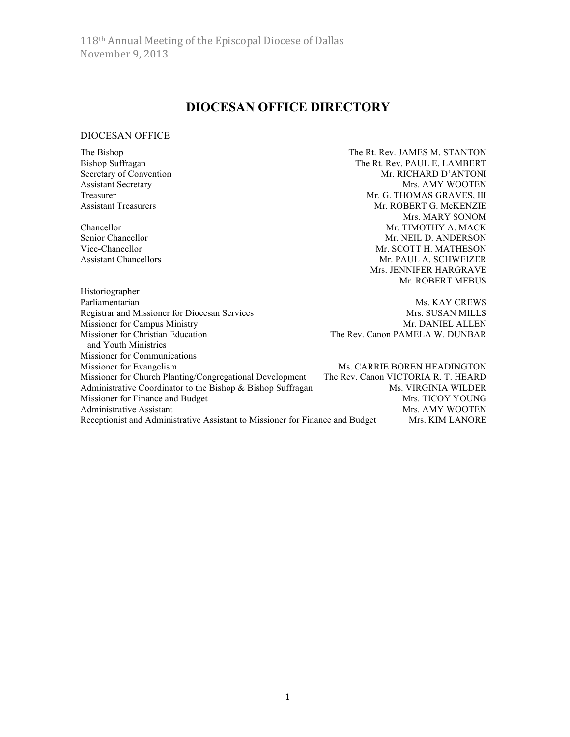# DIOCESAN OFFICE DIRECTORY

## DIOCESAN OFFICE

| | |
|---|---|
| The Bishop | The Rt. Rev. JAMES M. STANTON |
| Bishop Suffragan | The Rt. Rev. PAUL E. LAMBERT |
| Secretary of Convention | Mr. RICHARD D'ANTONI |
| Assistant Secretary | Mrs. AMY WOOTEN |
| Treasurer | Mr. G. THOMAS GRAVES, III |
| Assistant Treasurers | Mr. ROBERT G. McKENZIE |
| | Mrs. MARY SONOM |
| Chancellor | Mr. TIMOTHY A. MACK |
| Senior Chancellor | Mr. NEIL D. ANDERSON |
| Vice-Chancellor | Mr. SCOTT H. MATHESON |
| Assistant Chancellors | Mr. PAUL A. SCHWEIZER |
| | Mrs. JENNIFER HARGRAVE |
| | Mr. ROBERT MEBUS |
| Historiographer | |
| Parliamentarian | Ms. KAY CREWS |
| Registrar and Missioner for Diocesan Services | Mrs. SUSAN MILLS |
| Missioner for Campus Ministry | Mr. DANIEL ALLEN |
| Missioner for Christian Education and Youth Ministries | The Rev. Canon PAMELA W. DUNBAR |
| Missioner for Communications | |
| Missioner for Evangelism | Ms. CARRIE BOREN HEADINGTON |
| Missioner for Church Planting/Congregational Development | The Rev. Canon VICTORIA R. T. HEARD |
| Administrative Coordinator to the Bishop & Bishop Suffragan | Ms. VIRGINIA WILDER |
| Missioner for Finance and Budget | Mrs. TICOY YOUNG |
| Administrative Assistant | Mrs. AMY WOOTEN |
| Receptionist and Administrative Assistant to Missioner for Finance and Budget | Mrs. KIM LANORE |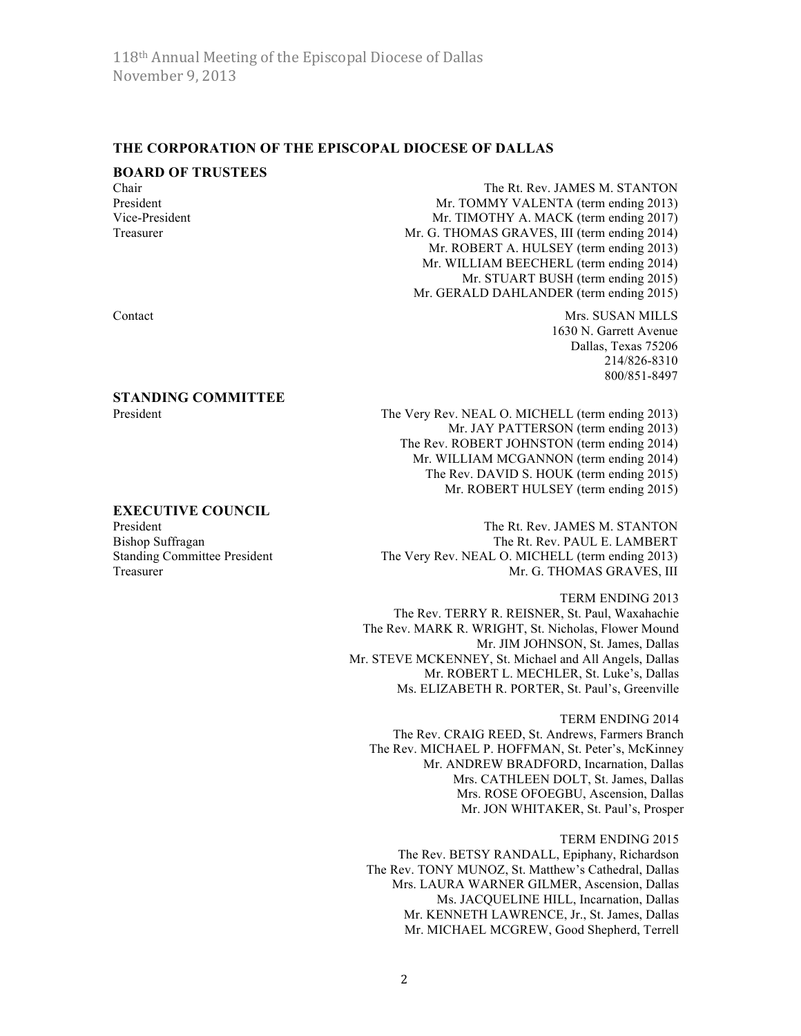## THE CORPORATION OF THE EPISCOPAL DIOCESE OF DALLAS

### BOARD OF TRUSTEES

| | |
|---|---|
| Chair | The Rt. Rev. JAMES M. STANTON |
| President | Mr. TOMMY VALENTA (term ending 2013) |
| Vice-President | Mr. TIMOTHY A. MACK (term ending 2017) |
| Treasurer | Mr. G. THOMAS GRAVES, III (term ending 2014) |
| | Mr. ROBERT A. HULSEY (term ending 2013) |
| | Mr. WILLIAM BEECHERL (term ending 2014) |
| | Mr. STUART BUSH (term ending 2015) |
| | Mr. GERALD DAHLANDER (term ending 2015) |

Contact

Mrs. SUSAN MILLS
1630 N. Garrett Avenue
Dallas, Texas 75206
214/826-8310
800/851-8497

### STANDING COMMITTEE

| | |
|---|---|
| President | The Very Rev. NEAL O. MICHELL (term ending 2013) |
| | Mr. JAY PATTERSON (term ending 2013) |
| | The Rev. ROBERT JOHNSTON (term ending 2014) |
| | Mr. WILLIAM MCGANNON (term ending 2014) |
| | The Rev. DAVID S. HOUK (term ending 2015) |
| | Mr. ROBERT HULSEY (term ending 2015) |

### EXECUTIVE COUNCIL

| | |
|---|---|
| President | The Rt. Rev. JAMES M. STANTON |
| Bishop Suffragan | The Rt. Rev. PAUL E. LAMBERT |
| Standing Committee President | The Very Rev. NEAL O. MICHELL (term ending 2013) |
| Treasurer | Mr. G. THOMAS GRAVES, III |

TERM ENDING 2013

- The Rev. TERRY R. REISNER, St. Paul, Waxahachie
- The Rev. MARK R. WRIGHT, St. Nicholas, Flower Mound
- Mr. JIM JOHNSON, St. James, Dallas
- Mr. STEVE MCKENNEY, St. Michael and All Angels, Dallas
- Mr. ROBERT L. MECHLER, St. Luke's, Dallas
- Ms. ELIZABETH R. PORTER, St. Paul's, Greenville

TERM ENDING 2014

- The Rev. CRAIG REED, St. Andrews, Farmers Branch
- The Rev. MICHAEL P. HOFFMAN, St. Peter's, McKinney
- Mr. ANDREW BRADFORD, Incarnation, Dallas
- Mrs. CATHLEEN DOLT, St. James, Dallas
- Mrs. ROSE OFOEGBU, Ascension, Dallas
- Mr. JON WHITAKER, St. Paul's, Prosper

TERM ENDING 2015

- The Rev. BETSY RANDALL, Epiphany, Richardson
- The Rev. TONY MUNOZ, St. Matthew's Cathedral, Dallas
- Mrs. LAURA WARNER GILMER, Ascension, Dallas
- Ms. JACQUELINE HILL, Incarnation, Dallas
- Mr. KENNETH LAWRENCE, Jr., St. James, Dallas
- Mr. MICHAEL MCGREW, Good Shepherd, Terrell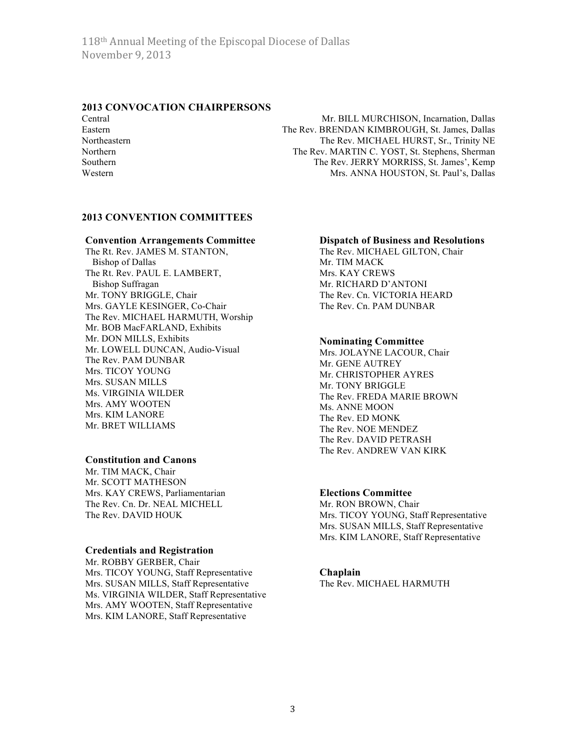## 2013 CONVOCATION CHAIRPERSONS

| | |
|---|---|
| Central | Mr. BILL MURCHISON, Incarnation, Dallas |
| Eastern | The Rev. BRENDAN KIMBROUGH, St. James, Dallas |
| Northeastern | The Rev. MICHAEL HURST, Sr., Trinity NE |
| Northern | The Rev. MARTIN C. YOST, St. Stephens, Sherman |
| Southern | The Rev. JERRY MORRISS, St. James', Kemp |
| Western | Mrs. ANNA HOUSTON, St. Paul's, Dallas |

## 2013 CONVENTION COMMITTEES

### Convention Arrangements Committee

The Rt. Rev. JAMES M. STANTON, Bishop of Dallas
The Rt. Rev. PAUL E. LAMBERT, Bishop Suffragan
Mr. TONY BRIGGLE, Chair
Mrs. GAYLE KESINGER, Co-Chair
The Rev. MICHAEL HARMUTH, Worship
Mr. BOB MacFARLAND, Exhibits
Mr. DON MILLS, Exhibits
Mr. LOWELL DUNCAN, Audio-Visual
The Rev. PAM DUNBAR
Mrs. TICOY YOUNG
Mrs. SUSAN MILLS
Ms. VIRGINIA WILDER
Mrs. AMY WOOTEN
Mrs. KIM LANORE
Mr. BRET WILLIAMS

### Constitution and Canons

Mr. TIM MACK, Chair
Mr. SCOTT MATHESON
Mrs. KAY CREWS, Parliamentarian
The Rev. Cn. Dr. NEAL MICHELL
The Rev. DAVID HOUK

### Credentials and Registration

Mr. ROBBY GERBER, Chair
Mrs. TICOY YOUNG, Staff Representative
Mrs. SUSAN MILLS, Staff Representative
Ms. VIRGINIA WILDER, Staff Representative
Mrs. AMY WOOTEN, Staff Representative
Mrs. KIM LANORE, Staff Representative

### Dispatch of Business and Resolutions

The Rev. MICHAEL GILTON, Chair
Mr. TIM MACK
Mrs. KAY CREWS
Mr. RICHARD D'ANTONI
The Rev. Cn. VICTORIA HEARD
The Rev. Cn. PAM DUNBAR

### Nominating Committee

Mrs. JOLAYNE LACOUR, Chair
Mr. GENE AUTREY
Mr. CHRISTOPHER AYRES
Mr. TONY BRIGGLE
The Rev. FREDA MARIE BROWN
Ms. ANNE MOON
The Rev. ED MONK
The Rev. NOE MENDEZ
The Rev. DAVID PETRASH
The Rev. ANDREW VAN KIRK

### Elections Committee

Mr. RON BROWN, Chair
Mrs. TICOY YOUNG, Staff Representative
Mrs. SUSAN MILLS, Staff Representative
Mrs. KIM LANORE, Staff Representative

### Chaplain

The Rev. MICHAEL HARMUTH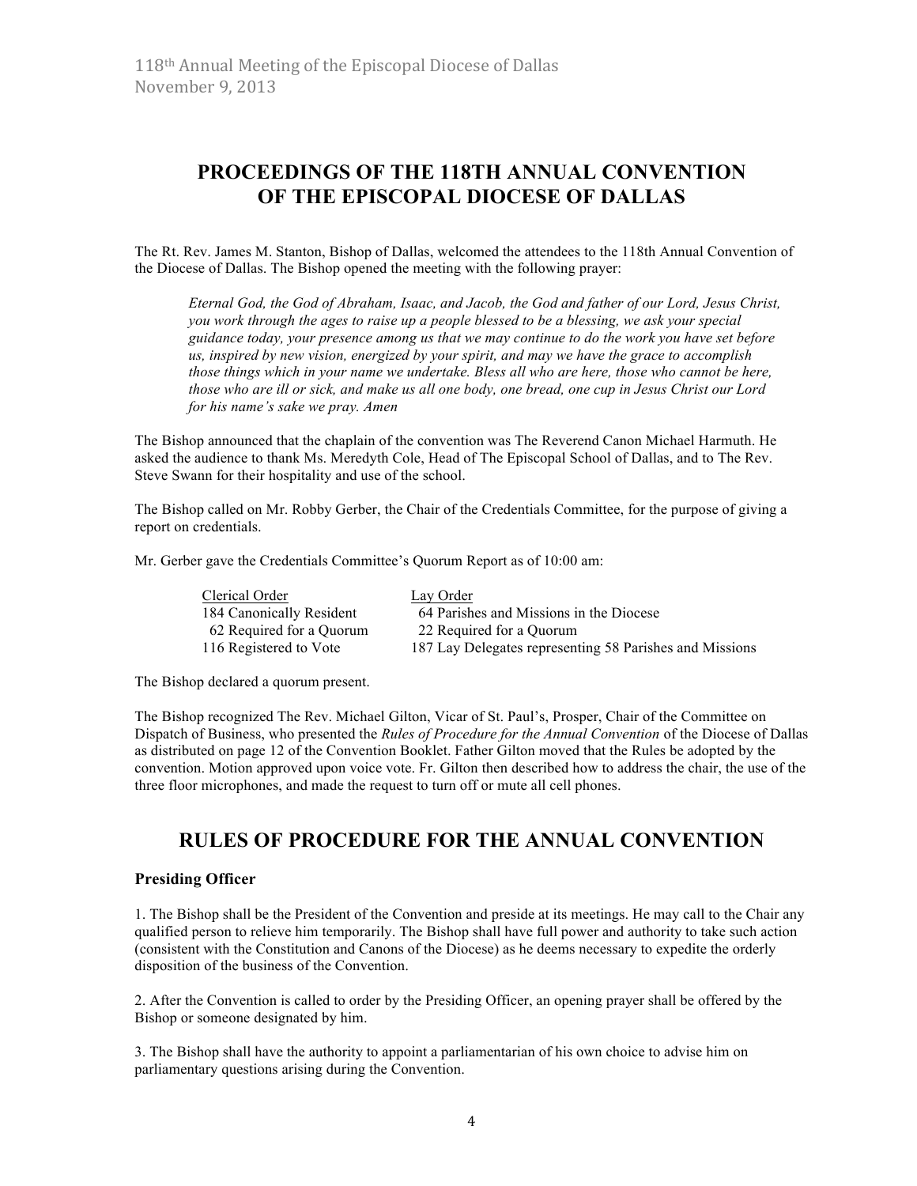# PROCEEDINGS OF THE 118TH ANNUAL CONVENTION OF THE EPISCOPAL DIOCESE OF DALLAS

The Rt. Rev. James M. Stanton, Bishop of Dallas, welcomed the attendees to the 118th Annual Convention of the Diocese of Dallas. The Bishop opened the meeting with the following prayer:

> *Eternal God, the God of Abraham, Isaac, and Jacob, the God and father of our Lord, Jesus Christ, you work through the ages to raise up a people blessed to be a blessing, we ask your special guidance today, your presence among us that we may continue to do the work you have set before us, inspired by new vision, energized by your spirit, and may we have the grace to accomplish those things which in your name we undertake. Bless all who are here, those who cannot be here, those who are ill or sick, and make us all one body, one bread, one cup in Jesus Christ our Lord for his name's sake we pray. Amen*

The Bishop announced that the chaplain of the convention was The Reverend Canon Michael Harmuth. He asked the audience to thank Ms. Meredyth Cole, Head of The Episcopal School of Dallas, and to The Rev. Steve Swann for their hospitality and use of the school.

The Bishop called on Mr. Robby Gerber, the Chair of the Credentials Committee, for the purpose of giving a report on credentials.

Mr. Gerber gave the Credentials Committee's Quorum Report as of 10:00 am:

| Clerical Order | Lay Order |
|---|---|
| 184 Canonically Resident | 64 Parishes and Missions in the Diocese |
| 62 Required for a Quorum | 22 Required for a Quorum |
| 116 Registered to Vote | 187 Lay Delegates representing 58 Parishes and Missions |

The Bishop declared a quorum present.

The Bishop recognized The Rev. Michael Gilton, Vicar of St. Paul's, Prosper, Chair of the Committee on Dispatch of Business, who presented the *Rules of Procedure for the Annual Convention* of the Diocese of Dallas as distributed on page 12 of the Convention Booklet. Father Gilton moved that the Rules be adopted by the convention. Motion approved upon voice vote. Fr. Gilton then described how to address the chair, the use of the three floor microphones, and made the request to turn off or mute all cell phones.

# RULES OF PROCEDURE FOR THE ANNUAL CONVENTION

### Presiding Officer

1. The Bishop shall be the President of the Convention and preside at its meetings. He may call to the Chair any qualified person to relieve him temporarily. The Bishop shall have full power and authority to take such action (consistent with the Constitution and Canons of the Diocese) as he deems necessary to expedite the orderly disposition of the business of the Convention.

2. After the Convention is called to order by the Presiding Officer, an opening prayer shall be offered by the Bishop or someone designated by him.

3. The Bishop shall have the authority to appoint a parliamentarian of his own choice to advise him on parliamentary questions arising during the Convention.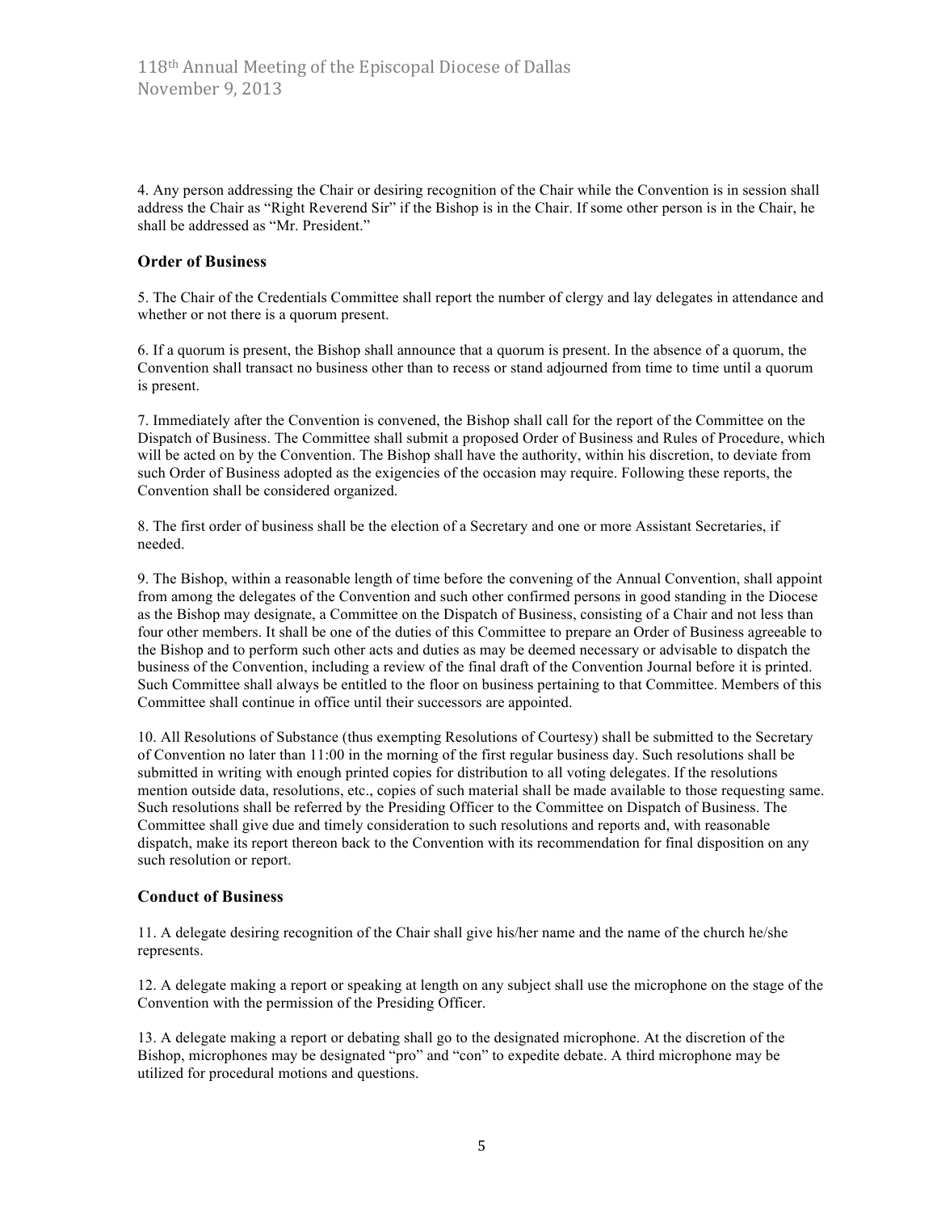4. Any person addressing the Chair or desiring recognition of the Chair while the Convention is in session shall address the Chair as "Right Reverend Sir" if the Bishop is in the Chair. If some other person is in the Chair, he shall be addressed as "Mr. President."

### Order of Business

5. The Chair of the Credentials Committee shall report the number of clergy and lay delegates in attendance and whether or not there is a quorum present.

6. If a quorum is present, the Bishop shall announce that a quorum is present. In the absence of a quorum, the Convention shall transact no business other than to recess or stand adjourned from time to time until a quorum is present.

7. Immediately after the Convention is convened, the Bishop shall call for the report of the Committee on the Dispatch of Business. The Committee shall submit a proposed Order of Business and Rules of Procedure, which will be acted on by the Convention. The Bishop shall have the authority, within his discretion, to deviate from such Order of Business adopted as the exigencies of the occasion may require. Following these reports, the Convention shall be considered organized.

8. The first order of business shall be the election of a Secretary and one or more Assistant Secretaries, if needed.

9. The Bishop, within a reasonable length of time before the convening of the Annual Convention, shall appoint from among the delegates of the Convention and such other confirmed persons in good standing in the Diocese as the Bishop may designate, a Committee on the Dispatch of Business, consisting of a Chair and not less than four other members. It shall be one of the duties of this Committee to prepare an Order of Business agreeable to the Bishop and to perform such other acts and duties as may be deemed necessary or advisable to dispatch the business of the Convention, including a review of the final draft of the Convention Journal before it is printed. Such Committee shall always be entitled to the floor on business pertaining to that Committee. Members of this Committee shall continue in office until their successors are appointed.

10. All Resolutions of Substance (thus exempting Resolutions of Courtesy) shall be submitted to the Secretary of Convention no later than 11:00 in the morning of the first regular business day. Such resolutions shall be submitted in writing with enough printed copies for distribution to all voting delegates. If the resolutions mention outside data, resolutions, etc., copies of such material shall be made available to those requesting same. Such resolutions shall be referred by the Presiding Officer to the Committee on Dispatch of Business. The Committee shall give due and timely consideration to such resolutions and reports and, with reasonable dispatch, make its report thereon back to the Convention with its recommendation for final disposition on any such resolution or report.

### Conduct of Business

11. A delegate desiring recognition of the Chair shall give his/her name and the name of the church he/she represents.

12. A delegate making a report or speaking at length on any subject shall use the microphone on the stage of the Convention with the permission of the Presiding Officer.

13. A delegate making a report or debating shall go to the designated microphone. At the discretion of the Bishop, microphones may be designated "pro" and "con" to expedite debate. A third microphone may be utilized for procedural motions and questions.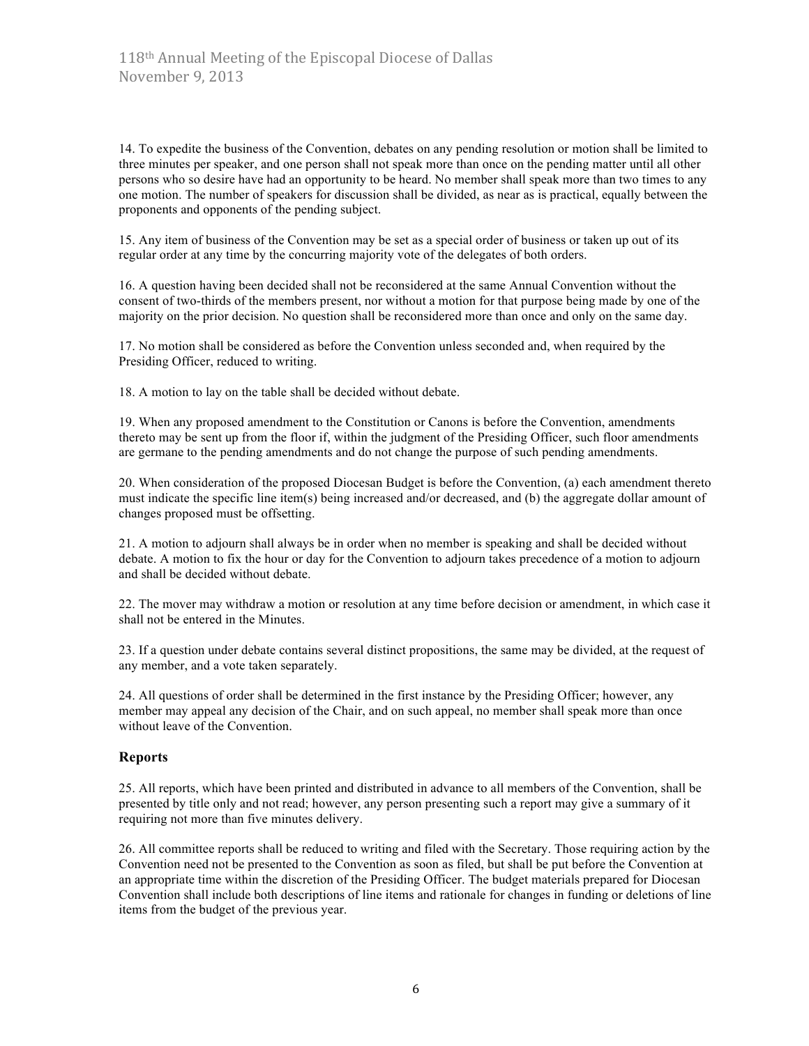14. To expedite the business of the Convention, debates on any pending resolution or motion shall be limited to three minutes per speaker, and one person shall not speak more than once on the pending matter until all other persons who so desire have had an opportunity to be heard. No member shall speak more than two times to any one motion. The number of speakers for discussion shall be divided, as near as is practical, equally between the proponents and opponents of the pending subject.

15. Any item of business of the Convention may be set as a special order of business or taken up out of its regular order at any time by the concurring majority vote of the delegates of both orders.

16. A question having been decided shall not be reconsidered at the same Annual Convention without the consent of two-thirds of the members present, nor without a motion for that purpose being made by one of the majority on the prior decision. No question shall be reconsidered more than once and only on the same day.

17. No motion shall be considered as before the Convention unless seconded and, when required by the Presiding Officer, reduced to writing.

18. A motion to lay on the table shall be decided without debate.

19. When any proposed amendment to the Constitution or Canons is before the Convention, amendments thereto may be sent up from the floor if, within the judgment of the Presiding Officer, such floor amendments are germane to the pending amendments and do not change the purpose of such pending amendments.

20. When consideration of the proposed Diocesan Budget is before the Convention, (a) each amendment thereto must indicate the specific line item(s) being increased and/or decreased, and (b) the aggregate dollar amount of changes proposed must be offsetting.

21. A motion to adjourn shall always be in order when no member is speaking and shall be decided without debate. A motion to fix the hour or day for the Convention to adjourn takes precedence of a motion to adjourn and shall be decided without debate.

22. The mover may withdraw a motion or resolution at any time before decision or amendment, in which case it shall not be entered in the Minutes.

23. If a question under debate contains several distinct propositions, the same may be divided, at the request of any member, and a vote taken separately.

24. All questions of order shall be determined in the first instance by the Presiding Officer; however, any member may appeal any decision of the Chair, and on such appeal, no member shall speak more than once without leave of the Convention.

### Reports

25. All reports, which have been printed and distributed in advance to all members of the Convention, shall be presented by title only and not read; however, any person presenting such a report may give a summary of it requiring not more than five minutes delivery.

26. All committee reports shall be reduced to writing and filed with the Secretary. Those requiring action by the Convention need not be presented to the Convention as soon as filed, but shall be put before the Convention at an appropriate time within the discretion of the Presiding Officer. The budget materials prepared for Diocesan Convention shall include both descriptions of line items and rationale for changes in funding or deletions of line items from the budget of the previous year.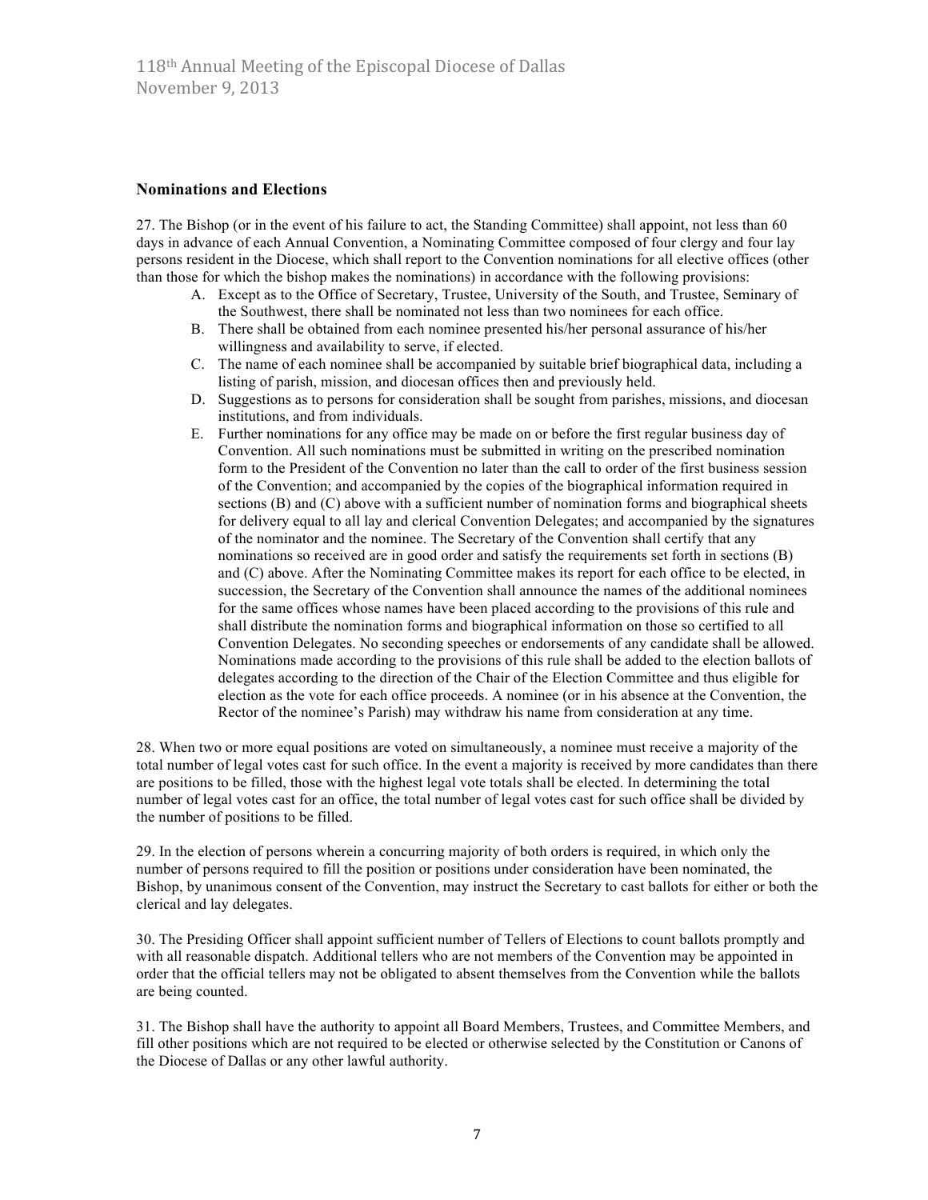## Nominations and Elections

27. The Bishop (or in the event of his failure to act, the Standing Committee) shall appoint, not less than 60 days in advance of each Annual Convention, a Nominating Committee composed of four clergy and four lay persons resident in the Diocese, which shall report to the Convention nominations for all elective offices (other than those for which the bishop makes the nominations) in accordance with the following provisions:

   A. Except as to the Office of Secretary, Trustee, University of the South, and Trustee, Seminary of the Southwest, there shall be nominated not less than two nominees for each office.
   B. There shall be obtained from each nominee presented his/her personal assurance of his/her willingness and availability to serve, if elected.
   C. The name of each nominee shall be accompanied by suitable brief biographical data, including a listing of parish, mission, and diocesan offices then and previously held.
   D. Suggestions as to persons for consideration shall be sought from parishes, missions, and diocesan institutions, and from individuals.
   E. Further nominations for any office may be made on or before the first regular business day of Convention. All such nominations must be submitted in writing on the prescribed nomination form to the President of the Convention no later than the call to order of the first business session of the Convention; and accompanied by the copies of the biographical information required in sections (B) and (C) above with a sufficient number of nomination forms and biographical sheets for delivery equal to all lay and clerical Convention Delegates; and accompanied by the signatures of the nominator and the nominee. The Secretary of the Convention shall certify that any nominations so received are in good order and satisfy the requirements set forth in sections (B) and (C) above. After the Nominating Committee makes its report for each office to be elected, in succession, the Secretary of the Convention shall announce the names of the additional nominees for the same offices whose names have been placed according to the provisions of this rule and shall distribute the nomination forms and biographical information on those so certified to all Convention Delegates. No seconding speeches or endorsements of any candidate shall be allowed. Nominations made according to the provisions of this rule shall be added to the election ballots of delegates according to the direction of the Chair of the Election Committee and thus eligible for election as the vote for each office proceeds. A nominee (or in his absence at the Convention, the Rector of the nominee's Parish) may withdraw his name from consideration at any time.

28. When two or more equal positions are voted on simultaneously, a nominee must receive a majority of the total number of legal votes cast for such office. In the event a majority is received by more candidates than there are positions to be filled, those with the highest legal vote totals shall be elected. In determining the total number of legal votes cast for an office, the total number of legal votes cast for such office shall be divided by the number of positions to be filled.

29. In the election of persons wherein a concurring majority of both orders is required, in which only the number of persons required to fill the position or positions under consideration have been nominated, the Bishop, by unanimous consent of the Convention, may instruct the Secretary to cast ballots for either or both the clerical and lay delegates.

30. The Presiding Officer shall appoint sufficient number of Tellers of Elections to count ballots promptly and with all reasonable dispatch. Additional tellers who are not members of the Convention may be appointed in order that the official tellers may not be obligated to absent themselves from the Convention while the ballots are being counted.

31. The Bishop shall have the authority to appoint all Board Members, Trustees, and Committee Members, and fill other positions which are not required to be elected or otherwise selected by the Constitution or Canons of the Diocese of Dallas or any other lawful authority.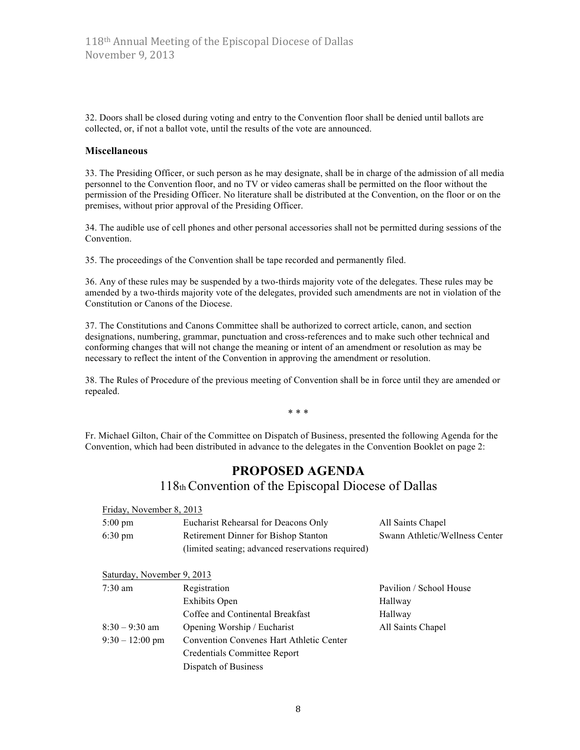32. Doors shall be closed during voting and entry to the Convention floor shall be denied until ballots are collected, or, if not a ballot vote, until the results of the vote are announced.

**Miscellaneous**

33. The Presiding Officer, or such person as he may designate, shall be in charge of the admission of all media personnel to the Convention floor, and no TV or video cameras shall be permitted on the floor without the permission of the Presiding Officer. No literature shall be distributed at the Convention, on the floor or on the premises, without prior approval of the Presiding Officer.

34. The audible use of cell phones and other personal accessories shall not be permitted during sessions of the Convention.

35. The proceedings of the Convention shall be tape recorded and permanently filed.

36. Any of these rules may be suspended by a two-thirds majority vote of the delegates. These rules may be amended by a two-thirds majority vote of the delegates, provided such amendments are not in violation of the Constitution or Canons of the Diocese.

37. The Constitutions and Canons Committee shall be authorized to correct article, canon, and section designations, numbering, grammar, punctuation and cross-references and to make such other technical and conforming changes that will not change the meaning or intent of an amendment or resolution as may be necessary to reflect the intent of the Convention in approving the amendment or resolution.

38. The Rules of Procedure of the previous meeting of Convention shall be in force until they are amended or repealed.

\* \* \*

Fr. Michael Gilton, Chair of the Committee on Dispatch of Business, presented the following Agenda for the Convention, which had been distributed in advance to the delegates in the Convention Booklet on page 2:

## PROPOSED AGENDA

### 118th Convention of the Episcopal Diocese of Dallas

Friday, November 8, 2013

| | | |
|---|---|---|
| 5:00 pm | Eucharist Rehearsal for Deacons Only | All Saints Chapel |
| 6:30 pm | Retirement Dinner for Bishop Stanton (limited seating; advanced reservations required) | Swann Athletic/Wellness Center |

Saturday, November 9, 2013

| | | |
|---|---|---|
| 7:30 am | Registration | Pavilion / School House |
| | Exhibits Open | Hallway |
| | Coffee and Continental Breakfast | Hallway |
| 8:30 – 9:30 am | Opening Worship / Eucharist | All Saints Chapel |
| 9:30 – 12:00 pm | Convention Convenes Hart Athletic Center | |
| | Credentials Committee Report | |
| | Dispatch of Business | |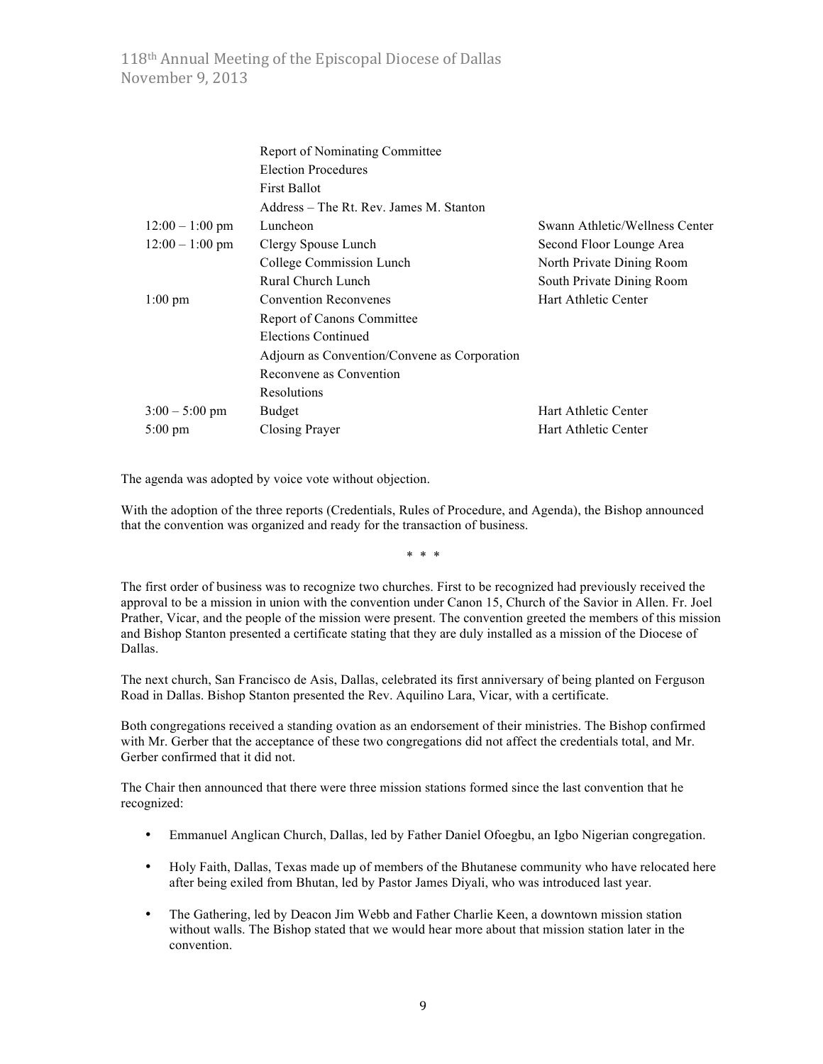| | | |
|---|---|---|
| | Report of Nominating Committee | |
| | Election Procedures | |
| | First Ballot | |
| | Address – The Rt. Rev. James M. Stanton | |
| 12:00 – 1:00 pm | Luncheon | Swann Athletic/Wellness Center |
| 12:00 – 1:00 pm | Clergy Spouse Lunch | Second Floor Lounge Area |
| | College Commission Lunch | North Private Dining Room |
| | Rural Church Lunch | South Private Dining Room |
| 1:00 pm | Convention Reconvenes | Hart Athletic Center |
| | Report of Canons Committee | |
| | Elections Continued | |
| | Adjourn as Convention/Convene as Corporation | |
| | Reconvene as Convention | |
| | Resolutions | |
| 3:00 – 5:00 pm | Budget | Hart Athletic Center |
| 5:00 pm | Closing Prayer | Hart Athletic Center |

The agenda was adopted by voice vote without objection.

With the adoption of the three reports (Credentials, Rules of Procedure, and Agenda), the Bishop announced that the convention was organized and ready for the transaction of business.

\* \* \*

The first order of business was to recognize two churches. First to be recognized had previously received the approval to be a mission in union with the convention under Canon 15, Church of the Savior in Allen. Fr. Joel Prather, Vicar, and the people of the mission were present. The convention greeted the members of this mission and Bishop Stanton presented a certificate stating that they are duly installed as a mission of the Diocese of Dallas.

The next church, San Francisco de Asis, Dallas, celebrated its first anniversary of being planted on Ferguson Road in Dallas. Bishop Stanton presented the Rev. Aquilino Lara, Vicar, with a certificate.

Both congregations received a standing ovation as an endorsement of their ministries. The Bishop confirmed with Mr. Gerber that the acceptance of these two congregations did not affect the credentials total, and Mr. Gerber confirmed that it did not.

The Chair then announced that there were three mission stations formed since the last convention that he recognized:

- Emmanuel Anglican Church, Dallas, led by Father Daniel Ofoegbu, an Igbo Nigerian congregation.
- Holy Faith, Dallas, Texas made up of members of the Bhutanese community who have relocated here after being exiled from Bhutan, led by Pastor James Diyali, who was introduced last year.
- The Gathering, led by Deacon Jim Webb and Father Charlie Keen, a downtown mission station without walls. The Bishop stated that we would hear more about that mission station later in the convention.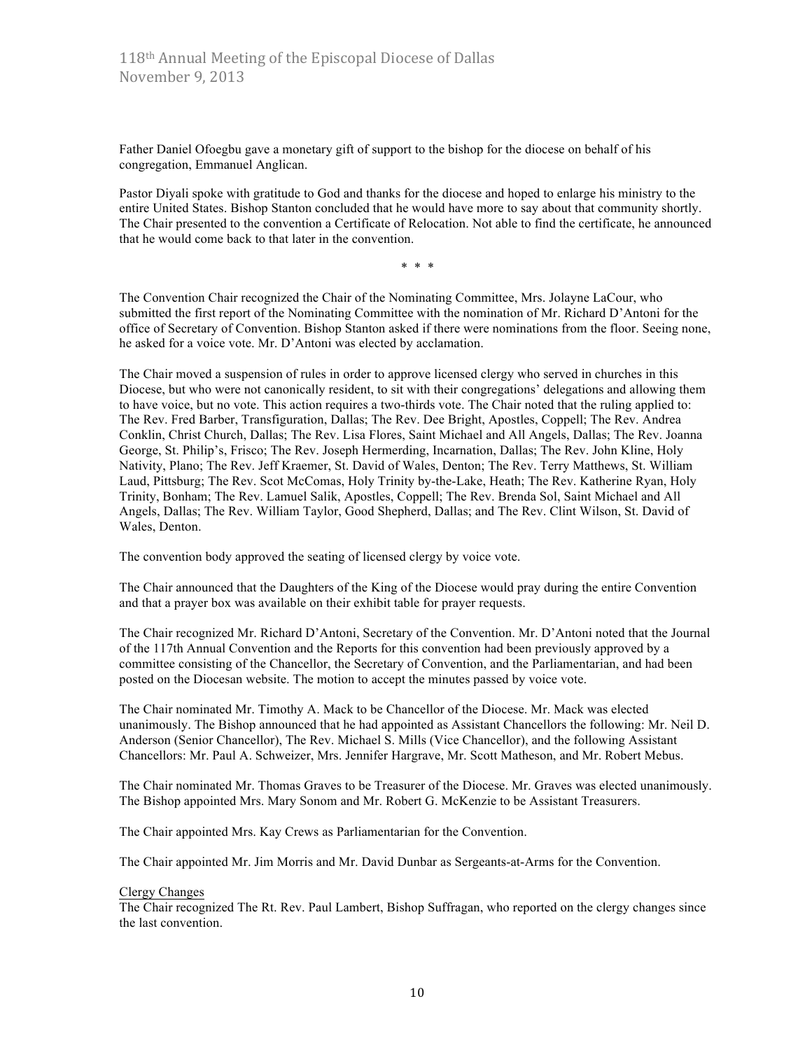Father Daniel Ofoegbu gave a monetary gift of support to the bishop for the diocese on behalf of his congregation, Emmanuel Anglican.

Pastor Diyali spoke with gratitude to God and thanks for the diocese and hoped to enlarge his ministry to the entire United States. Bishop Stanton concluded that he would have more to say about that community shortly. The Chair presented to the convention a Certificate of Relocation. Not able to find the certificate, he announced that he would come back to that later in the convention.

\* \* \*

The Convention Chair recognized the Chair of the Nominating Committee, Mrs. Jolayne LaCour, who submitted the first report of the Nominating Committee with the nomination of Mr. Richard D'Antoni for the office of Secretary of Convention. Bishop Stanton asked if there were nominations from the floor. Seeing none, he asked for a voice vote. Mr. D'Antoni was elected by acclamation.

The Chair moved a suspension of rules in order to approve licensed clergy who served in churches in this Diocese, but who were not canonically resident, to sit with their congregations' delegations and allowing them to have voice, but no vote. This action requires a two-thirds vote. The Chair noted that the ruling applied to: The Rev. Fred Barber, Transfiguration, Dallas; The Rev. Dee Bright, Apostles, Coppell; The Rev. Andrea Conklin, Christ Church, Dallas; The Rev. Lisa Flores, Saint Michael and All Angels, Dallas; The Rev. Joanna George, St. Philip's, Frisco; The Rev. Joseph Hermerding, Incarnation, Dallas; The Rev. John Kline, Holy Nativity, Plano; The Rev. Jeff Kraemer, St. David of Wales, Denton; The Rev. Terry Matthews, St. William Laud, Pittsburg; The Rev. Scot McComas, Holy Trinity by-the-Lake, Heath; The Rev. Katherine Ryan, Holy Trinity, Bonham; The Rev. Lamuel Salik, Apostles, Coppell; The Rev. Brenda Sol, Saint Michael and All Angels, Dallas; The Rev. William Taylor, Good Shepherd, Dallas; and The Rev. Clint Wilson, St. David of Wales, Denton.

The convention body approved the seating of licensed clergy by voice vote.

The Chair announced that the Daughters of the King of the Diocese would pray during the entire Convention and that a prayer box was available on their exhibit table for prayer requests.

The Chair recognized Mr. Richard D'Antoni, Secretary of the Convention. Mr. D'Antoni noted that the Journal of the 117th Annual Convention and the Reports for this convention had been previously approved by a committee consisting of the Chancellor, the Secretary of Convention, and the Parliamentarian, and had been posted on the Diocesan website. The motion to accept the minutes passed by voice vote.

The Chair nominated Mr. Timothy A. Mack to be Chancellor of the Diocese. Mr. Mack was elected unanimously. The Bishop announced that he had appointed as Assistant Chancellors the following: Mr. Neil D. Anderson (Senior Chancellor), The Rev. Michael S. Mills (Vice Chancellor), and the following Assistant Chancellors: Mr. Paul A. Schweizer, Mrs. Jennifer Hargrave, Mr. Scott Matheson, and Mr. Robert Mebus.

The Chair nominated Mr. Thomas Graves to be Treasurer of the Diocese. Mr. Graves was elected unanimously. The Bishop appointed Mrs. Mary Sonom and Mr. Robert G. McKenzie to be Assistant Treasurers.

The Chair appointed Mrs. Kay Crews as Parliamentarian for the Convention.

The Chair appointed Mr. Jim Morris and Mr. David Dunbar as Sergeants-at-Arms for the Convention.

Clergy Changes

The Chair recognized The Rt. Rev. Paul Lambert, Bishop Suffragan, who reported on the clergy changes since the last convention.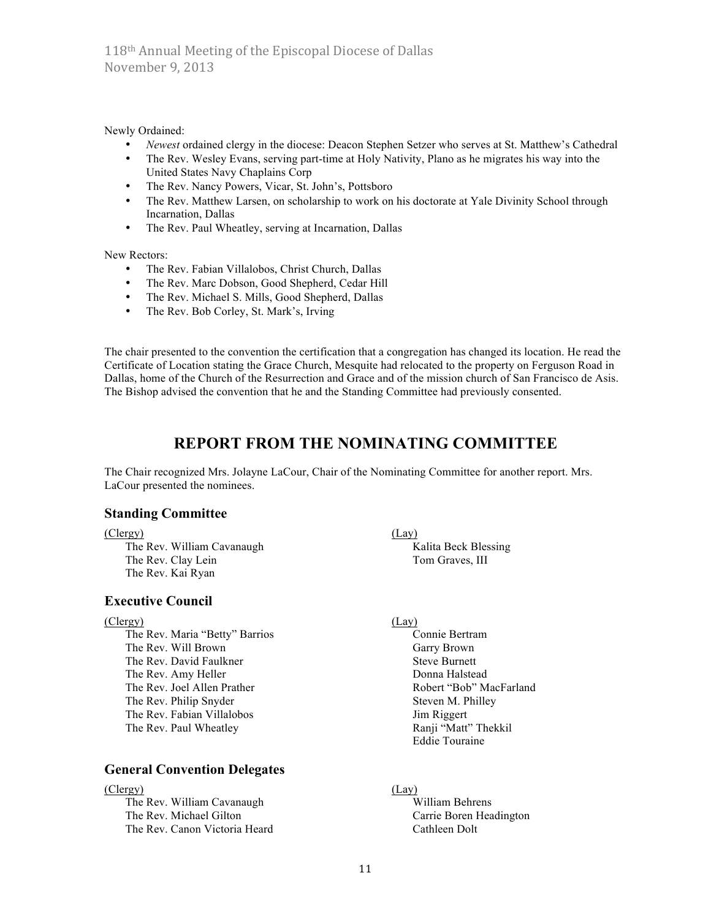Newly Ordained:

- *Newest* ordained clergy in the diocese: Deacon Stephen Setzer who serves at St. Matthew's Cathedral
- The Rev. Wesley Evans, serving part-time at Holy Nativity, Plano as he migrates his way into the United States Navy Chaplains Corp
- The Rev. Nancy Powers, Vicar, St. John's, Pottsboro
- The Rev. Matthew Larsen, on scholarship to work on his doctorate at Yale Divinity School through Incarnation, Dallas
- The Rev. Paul Wheatley, serving at Incarnation, Dallas

New Rectors:

- The Rev. Fabian Villalobos, Christ Church, Dallas
- The Rev. Marc Dobson, Good Shepherd, Cedar Hill
- The Rev. Michael S. Mills, Good Shepherd, Dallas
- The Rev. Bob Corley, St. Mark's, Irving

The chair presented to the convention the certification that a congregation has changed its location. He read the Certificate of Location stating the Grace Church, Mesquite had relocated to the property on Ferguson Road in Dallas, home of the Church of the Resurrection and Grace and of the mission church of San Francisco de Asis. The Bishop advised the convention that he and the Standing Committee had previously consented.

## REPORT FROM THE NOMINATING COMMITTEE

The Chair recognized Mrs. Jolayne LaCour, Chair of the Nominating Committee for another report. Mrs. LaCour presented the nominees.

### Standing Committee

(Clergy)

The Rev. William Cavanaugh
The Rev. Clay Lein
The Rev. Kai Ryan

(Lay)

Kalita Beck Blessing
Tom Graves, III

### Executive Council

(Clergy)

The Rev. Maria "Betty" Barrios
The Rev. Will Brown
The Rev. David Faulkner
The Rev. Amy Heller
The Rev. Joel Allen Prather
The Rev. Philip Snyder
The Rev. Fabian Villalobos
The Rev. Paul Wheatley

(Lay)

Connie Bertram
Garry Brown
Steve Burnett
Donna Halstead
Robert "Bob" MacFarland
Steven M. Philley
Jim Riggert
Ranji "Matt" Thekkil
Eddie Touraine

### General Convention Delegates

(Clergy)

The Rev. William Cavanaugh
The Rev. Michael Gilton
The Rev. Canon Victoria Heard

(Lay)

William Behrens
Carrie Boren Headington
Cathleen Dolt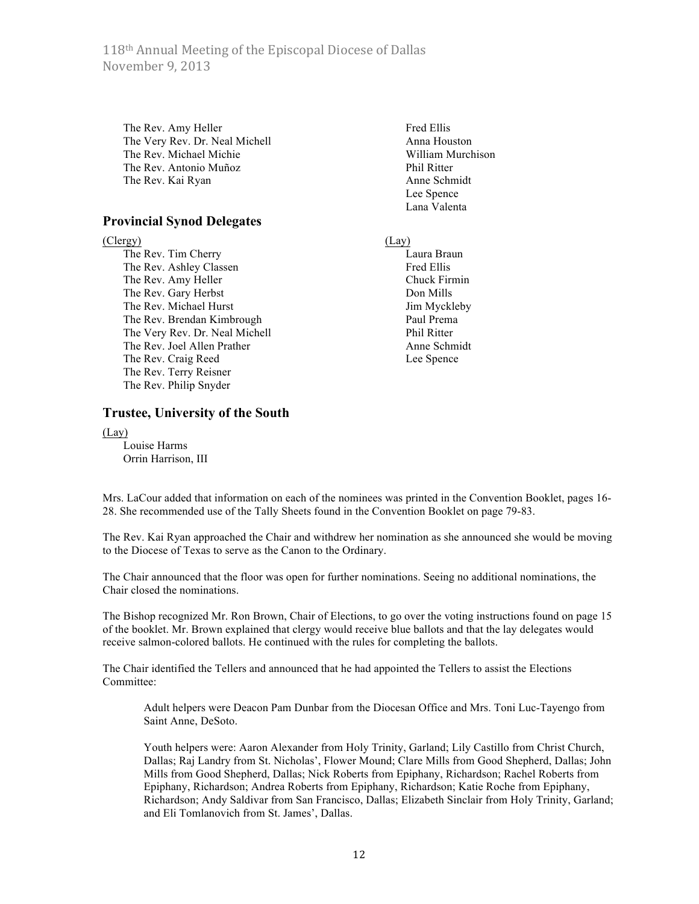The Rev. Amy Heller
The Very Rev. Dr. Neal Michell
The Rev. Michael Michie
The Rev. Antonio Muñoz
The Rev. Kai Ryan

Fred Ellis
Anna Houston
William Murchison
Phil Ritter
Anne Schmidt
Lee Spence
Lana Valenta

## Provincial Synod Delegates

(Clergy)

The Rev. Tim Cherry
The Rev. Ashley Classen
The Rev. Amy Heller
The Rev. Gary Herbst
The Rev. Michael Hurst
The Rev. Brendan Kimbrough
The Very Rev. Dr. Neal Michell
The Rev. Joel Allen Prather
The Rev. Craig Reed
The Rev. Terry Reisner
The Rev. Philip Snyder

(Lay)

Laura Braun
Fred Ellis
Chuck Firmin
Don Mills
Jim Myckleby
Paul Prema
Phil Ritter
Anne Schmidt
Lee Spence

## Trustee, University of the South

(Lay)

Louise Harms
Orrin Harrison, III

Mrs. LaCour added that information on each of the nominees was printed in the Convention Booklet, pages 16-28. She recommended use of the Tally Sheets found in the Convention Booklet on page 79-83.

The Rev. Kai Ryan approached the Chair and withdrew her nomination as she announced she would be moving to the Diocese of Texas to serve as the Canon to the Ordinary.

The Chair announced that the floor was open for further nominations. Seeing no additional nominations, the Chair closed the nominations.

The Bishop recognized Mr. Ron Brown, Chair of Elections, to go over the voting instructions found on page 15 of the booklet. Mr. Brown explained that clergy would receive blue ballots and that the lay delegates would receive salmon-colored ballots. He continued with the rules for completing the ballots.

The Chair identified the Tellers and announced that he had appointed the Tellers to assist the Elections Committee:

> Adult helpers were Deacon Pam Dunbar from the Diocesan Office and Mrs. Toni Luc-Tayengo from Saint Anne, DeSoto.
>
> Youth helpers were: Aaron Alexander from Holy Trinity, Garland; Lily Castillo from Christ Church, Dallas; Raj Landry from St. Nicholas', Flower Mound; Clare Mills from Good Shepherd, Dallas; John Mills from Good Shepherd, Dallas; Nick Roberts from Epiphany, Richardson; Rachel Roberts from Epiphany, Richardson; Andrea Roberts from Epiphany, Richardson; Katie Roche from Epiphany, Richardson; Andy Saldivar from San Francisco, Dallas; Elizabeth Sinclair from Holy Trinity, Garland; and Eli Tomlanovich from St. James', Dallas.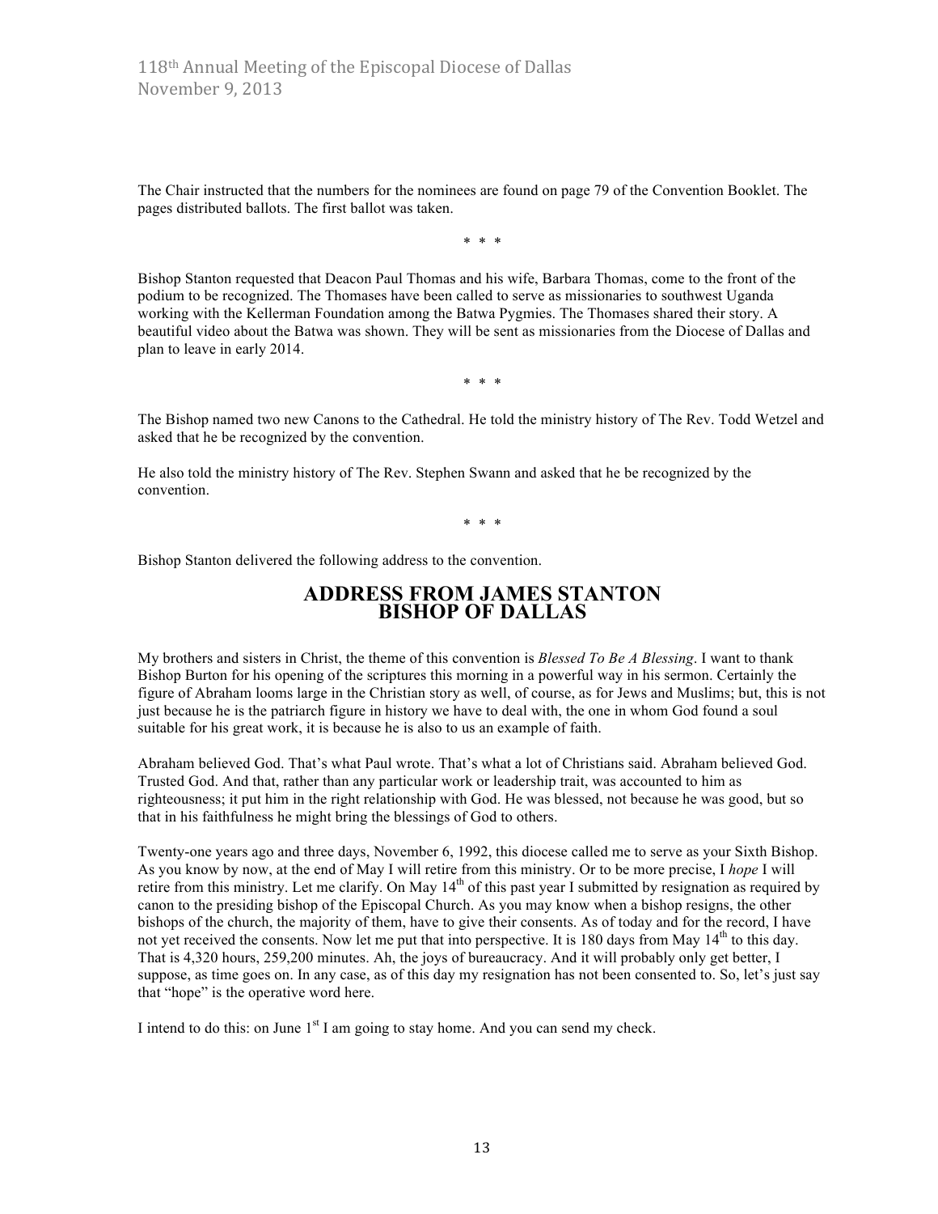The Chair instructed that the numbers for the nominees are found on page 79 of the Convention Booklet. The pages distributed ballots. The first ballot was taken.

\* \* \*

Bishop Stanton requested that Deacon Paul Thomas and his wife, Barbara Thomas, come to the front of the podium to be recognized. The Thomases have been called to serve as missionaries to southwest Uganda working with the Kellerman Foundation among the Batwa Pygmies. The Thomases shared their story. A beautiful video about the Batwa was shown. They will be sent as missionaries from the Diocese of Dallas and plan to leave in early 2014.

\* \* \*

The Bishop named two new Canons to the Cathedral. He told the ministry history of The Rev. Todd Wetzel and asked that he be recognized by the convention.

He also told the ministry history of The Rev. Stephen Swann and asked that he be recognized by the convention.

\* \* \*

Bishop Stanton delivered the following address to the convention.

## ADDRESS FROM JAMES STANTON BISHOP OF DALLAS

My brothers and sisters in Christ, the theme of this convention is *Blessed To Be A Blessing*. I want to thank Bishop Burton for his opening of the scriptures this morning in a powerful way in his sermon. Certainly the figure of Abraham looms large in the Christian story as well, of course, as for Jews and Muslims; but, this is not just because he is the patriarch figure in history we have to deal with, the one in whom God found a soul suitable for his great work, it is because he is also to us an example of faith.

Abraham believed God. That's what Paul wrote. That's what a lot of Christians said. Abraham believed God. Trusted God. And that, rather than any particular work or leadership trait, was accounted to him as righteousness; it put him in the right relationship with God. He was blessed, not because he was good, but so that in his faithfulness he might bring the blessings of God to others.

Twenty-one years ago and three days, November 6, 1992, this diocese called me to serve as your Sixth Bishop. As you know by now, at the end of May I will retire from this ministry. Or to be more precise, I *hope* I will retire from this ministry. Let me clarify. On May 14th of this past year I submitted by resignation as required by canon to the presiding bishop of the Episcopal Church. As you may know when a bishop resigns, the other bishops of the church, the majority of them, have to give their consents. As of today and for the record, I have not yet received the consents. Now let me put that into perspective. It is 180 days from May 14th to this day. That is 4,320 hours, 259,200 minutes. Ah, the joys of bureaucracy. And it will probably only get better, I suppose, as time goes on. In any case, as of this day my resignation has not been consented to. So, let's just say that "hope" is the operative word here.

I intend to do this: on June 1st I am going to stay home. And you can send my check.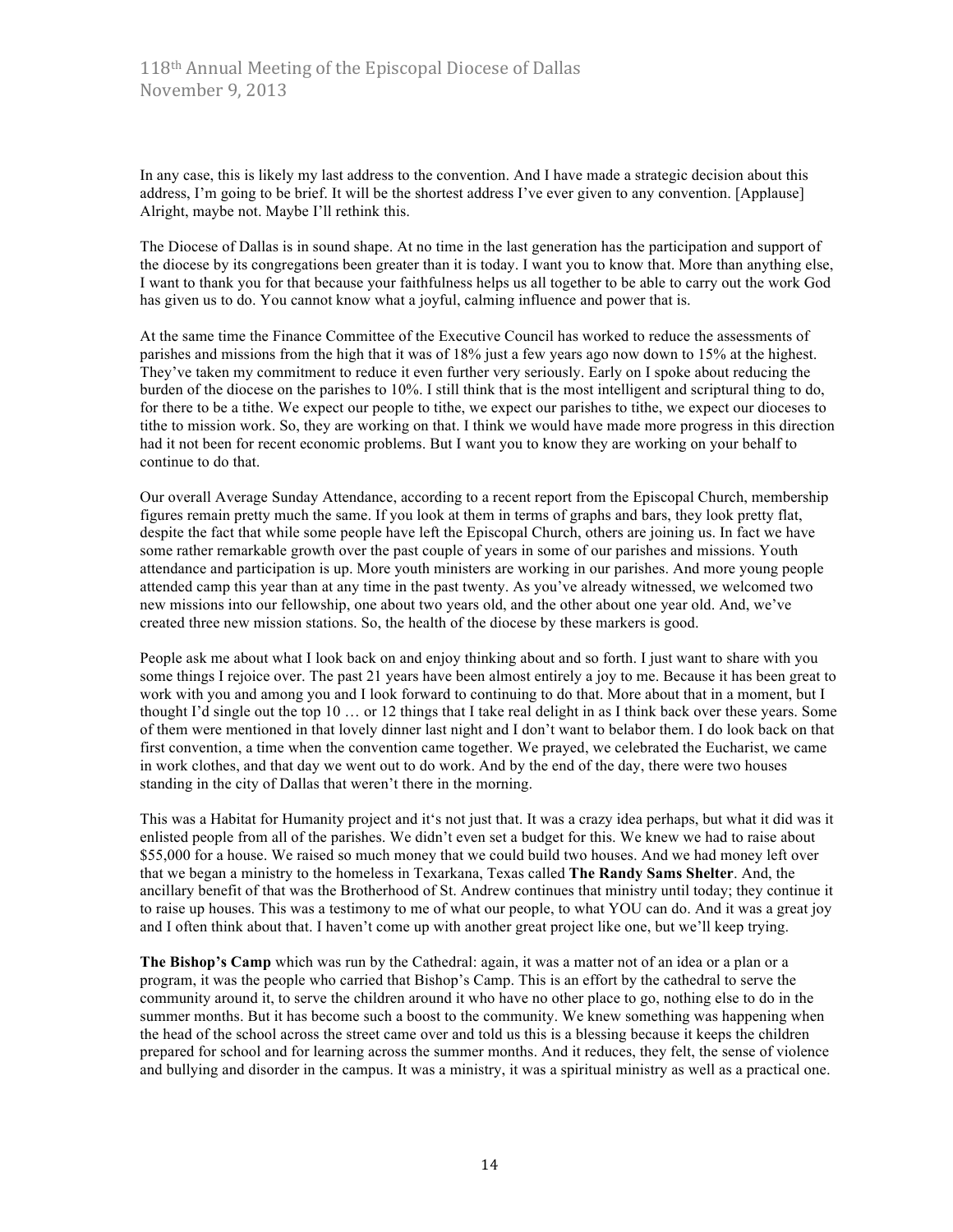In any case, this is likely my last address to the convention. And I have made a strategic decision about this address, I'm going to be brief. It will be the shortest address I've ever given to any convention. [Applause] Alright, maybe not. Maybe I'll rethink this.

The Diocese of Dallas is in sound shape. At no time in the last generation has the participation and support of the diocese by its congregations been greater than it is today. I want you to know that. More than anything else, I want to thank you for that because your faithfulness helps us all together to be able to carry out the work God has given us to do. You cannot know what a joyful, calming influence and power that is.

At the same time the Finance Committee of the Executive Council has worked to reduce the assessments of parishes and missions from the high that it was of 18% just a few years ago now down to 15% at the highest. They've taken my commitment to reduce it even further very seriously. Early on I spoke about reducing the burden of the diocese on the parishes to 10%. I still think that is the most intelligent and scriptural thing to do, for there to be a tithe. We expect our people to tithe, we expect our parishes to tithe, we expect our dioceses to tithe to mission work. So, they are working on that. I think we would have made more progress in this direction had it not been for recent economic problems. But I want you to know they are working on your behalf to continue to do that.

Our overall Average Sunday Attendance, according to a recent report from the Episcopal Church, membership figures remain pretty much the same. If you look at them in terms of graphs and bars, they look pretty flat, despite the fact that while some people have left the Episcopal Church, others are joining us. In fact we have some rather remarkable growth over the past couple of years in some of our parishes and missions. Youth attendance and participation is up. More youth ministers are working in our parishes. And more young people attended camp this year than at any time in the past twenty. As you've already witnessed, we welcomed two new missions into our fellowship, one about two years old, and the other about one year old. And, we've created three new mission stations. So, the health of the diocese by these markers is good.

People ask me about what I look back on and enjoy thinking about and so forth. I just want to share with you some things I rejoice over. The past 21 years have been almost entirely a joy to me. Because it has been great to work with you and among you and I look forward to continuing to do that. More about that in a moment, but I thought I'd single out the top 10 … or 12 things that I take real delight in as I think back over these years. Some of them were mentioned in that lovely dinner last night and I don't want to belabor them. I do look back on that first convention, a time when the convention came together. We prayed, we celebrated the Eucharist, we came in work clothes, and that day we went out to do work. And by the end of the day, there were two houses standing in the city of Dallas that weren't there in the morning.

This was a Habitat for Humanity project and it's not just that. It was a crazy idea perhaps, but what it did was it enlisted people from all of the parishes. We didn't even set a budget for this. We knew we had to raise about $55,000 for a house. We raised so much money that we could build two houses. And we had money left over that we began a ministry to the homeless in Texarkana, Texas called **The Randy Sams Shelter**. And, the ancillary benefit of that was the Brotherhood of St. Andrew continues that ministry until today; they continue it to raise up houses. This was a testimony to me of what our people, to what YOU can do. And it was a great joy and I often think about that. I haven't come up with another great project like one, but we'll keep trying.

**The Bishop's Camp** which was run by the Cathedral: again, it was a matter not of an idea or a plan or a program, it was the people who carried that Bishop's Camp. This is an effort by the cathedral to serve the community around it, to serve the children around it who have no other place to go, nothing else to do in the summer months. But it has become such a boost to the community. We knew something was happening when the head of the school across the street came over and told us this is a blessing because it keeps the children prepared for school and for learning across the summer months. And it reduces, they felt, the sense of violence and bullying and disorder in the campus. It was a ministry, it was a spiritual ministry as well as a practical one.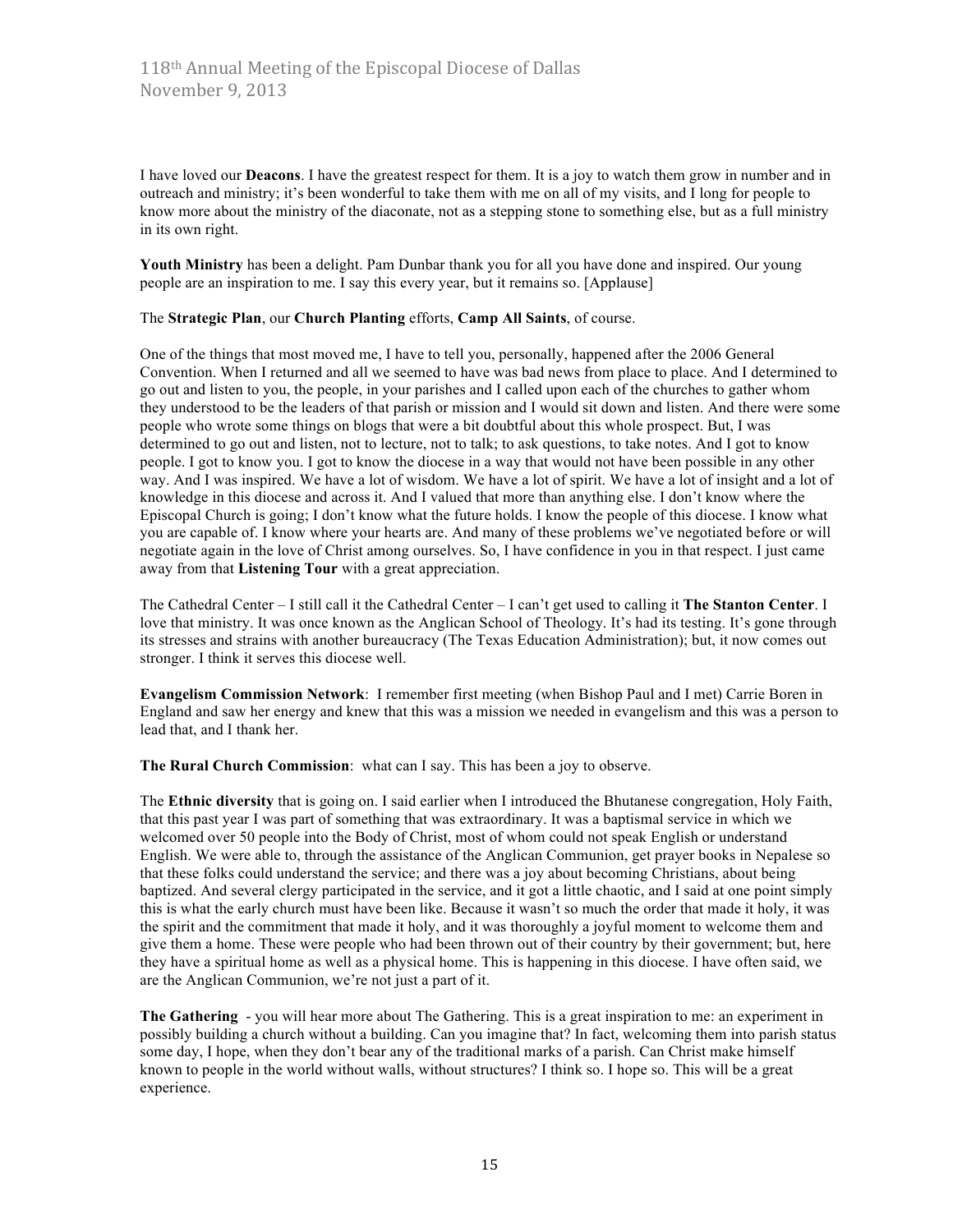I have loved our **Deacons**. I have the greatest respect for them. It is a joy to watch them grow in number and in outreach and ministry; it's been wonderful to take them with me on all of my visits, and I long for people to know more about the ministry of the diaconate, not as a stepping stone to something else, but as a full ministry in its own right.

**Youth Ministry** has been a delight. Pam Dunbar thank you for all you have done and inspired. Our young people are an inspiration to me. I say this every year, but it remains so. [Applause]

The **Strategic Plan**, our **Church Planting** efforts, **Camp All Saints**, of course.

One of the things that most moved me, I have to tell you, personally, happened after the 2006 General Convention. When I returned and all we seemed to have was bad news from place to place. And I determined to go out and listen to you, the people, in your parishes and I called upon each of the churches to gather whom they understood to be the leaders of that parish or mission and I would sit down and listen. And there were some people who wrote some things on blogs that were a bit doubtful about this whole prospect. But, I was determined to go out and listen, not to lecture, not to talk; to ask questions, to take notes. And I got to know people. I got to know you. I got to know the diocese in a way that would not have been possible in any other way. And I was inspired. We have a lot of wisdom. We have a lot of spirit. We have a lot of insight and a lot of knowledge in this diocese and across it. And I valued that more than anything else. I don't know where the Episcopal Church is going; I don't know what the future holds. I know the people of this diocese. I know what you are capable of. I know where your hearts are. And many of these problems we've negotiated before or will negotiate again in the love of Christ among ourselves. So, I have confidence in you in that respect. I just came away from that **Listening Tour** with a great appreciation.

The Cathedral Center – I still call it the Cathedral Center – I can't get used to calling it **The Stanton Center**. I love that ministry. It was once known as the Anglican School of Theology. It's had its testing. It's gone through its stresses and strains with another bureaucracy (The Texas Education Administration); but, it now comes out stronger. I think it serves this diocese well.

**Evangelism Commission Network**: I remember first meeting (when Bishop Paul and I met) Carrie Boren in England and saw her energy and knew that this was a mission we needed in evangelism and this was a person to lead that, and I thank her.

**The Rural Church Commission**: what can I say. This has been a joy to observe.

The **Ethnic diversity** that is going on. I said earlier when I introduced the Bhutanese congregation, Holy Faith, that this past year I was part of something that was extraordinary. It was a baptismal service in which we welcomed over 50 people into the Body of Christ, most of whom could not speak English or understand English. We were able to, through the assistance of the Anglican Communion, get prayer books in Nepalese so that these folks could understand the service; and there was a joy about becoming Christians, about being baptized. And several clergy participated in the service, and it got a little chaotic, and I said at one point simply this is what the early church must have been like. Because it wasn't so much the order that made it holy, it was the spirit and the commitment that made it holy, and it was thoroughly a joyful moment to welcome them and give them a home. These were people who had been thrown out of their country by their government; but, here they have a spiritual home as well as a physical home. This is happening in this diocese. I have often said, we are the Anglican Communion, we're not just a part of it.

**The Gathering** - you will hear more about The Gathering. This is a great inspiration to me: an experiment in possibly building a church without a building. Can you imagine that? In fact, welcoming them into parish status some day, I hope, when they don't bear any of the traditional marks of a parish. Can Christ make himself known to people in the world without walls, without structures? I think so. I hope so. This will be a great experience.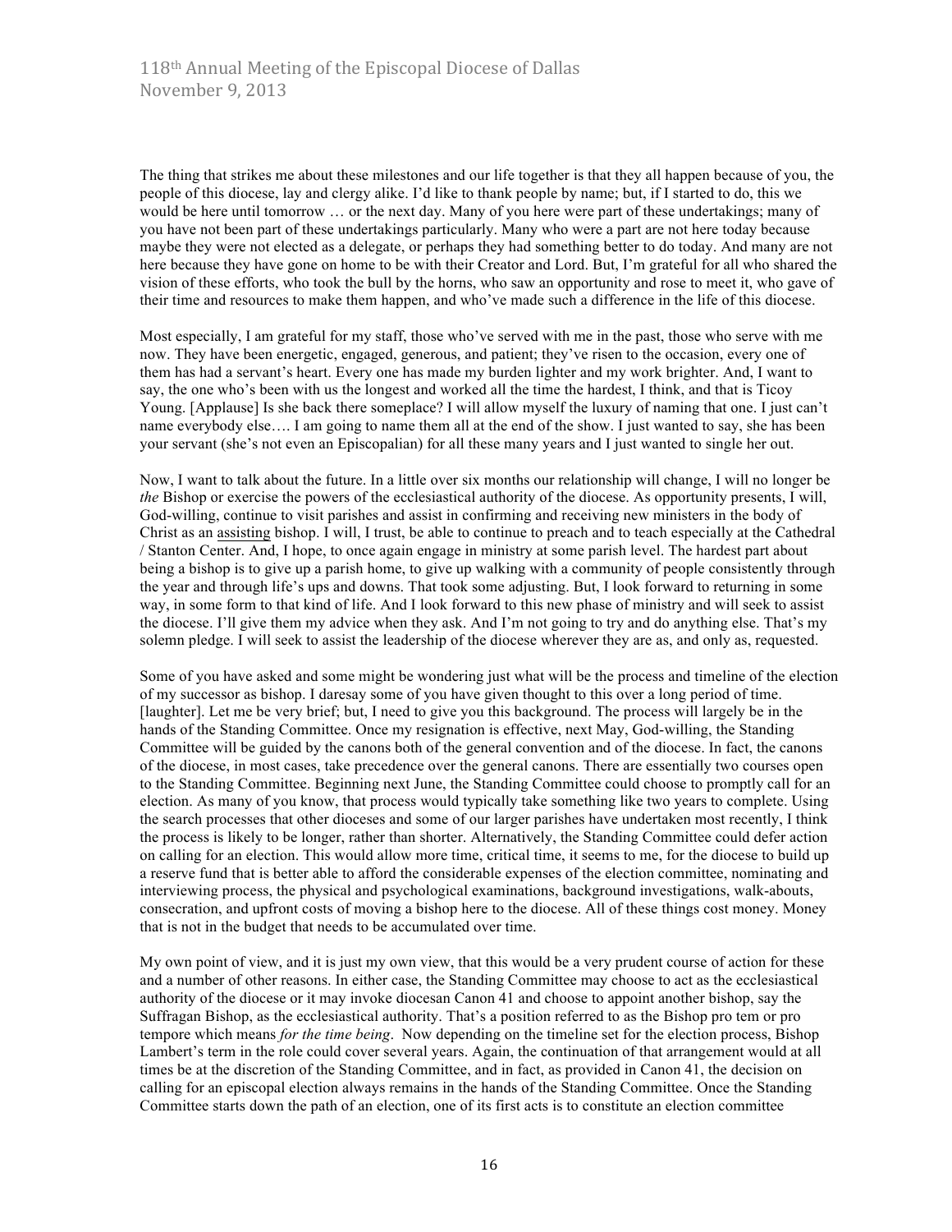The thing that strikes me about these milestones and our life together is that they all happen because of you, the people of this diocese, lay and clergy alike. I'd like to thank people by name; but, if I started to do, this we would be here until tomorrow … or the next day. Many of you here were part of these undertakings; many of you have not been part of these undertakings particularly. Many who were a part are not here today because maybe they were not elected as a delegate, or perhaps they had something better to do today. And many are not here because they have gone on home to be with their Creator and Lord. But, I'm grateful for all who shared the vision of these efforts, who took the bull by the horns, who saw an opportunity and rose to meet it, who gave of their time and resources to make them happen, and who've made such a difference in the life of this diocese.

Most especially, I am grateful for my staff, those who've served with me in the past, those who serve with me now. They have been energetic, engaged, generous, and patient; they've risen to the occasion, every one of them has had a servant's heart. Every one has made my burden lighter and my work brighter. And, I want to say, the one who's been with us the longest and worked all the time the hardest, I think, and that is Ticoy Young. [Applause] Is she back there someplace? I will allow myself the luxury of naming that one. I just can't name everybody else…. I am going to name them all at the end of the show. I just wanted to say, she has been your servant (she's not even an Episcopalian) for all these many years and I just wanted to single her out.

Now, I want to talk about the future. In a little over six months our relationship will change, I will no longer be *the* Bishop or exercise the powers of the ecclesiastical authority of the diocese. As opportunity presents, I will, God-willing, continue to visit parishes and assist in confirming and receiving new ministers in the body of Christ as an assisting bishop. I will, I trust, be able to continue to preach and to teach especially at the Cathedral / Stanton Center. And, I hope, to once again engage in ministry at some parish level. The hardest part about being a bishop is to give up a parish home, to give up walking with a community of people consistently through the year and through life's ups and downs. That took some adjusting. But, I look forward to returning in some way, in some form to that kind of life. And I look forward to this new phase of ministry and will seek to assist the diocese. I'll give them my advice when they ask. And I'm not going to try and do anything else. That's my solemn pledge. I will seek to assist the leadership of the diocese wherever they are as, and only as, requested.

Some of you have asked and some might be wondering just what will be the process and timeline of the election of my successor as bishop. I daresay some of you have given thought to this over a long period of time. [laughter]. Let me be very brief; but, I need to give you this background. The process will largely be in the hands of the Standing Committee. Once my resignation is effective, next May, God-willing, the Standing Committee will be guided by the canons both of the general convention and of the diocese. In fact, the canons of the diocese, in most cases, take precedence over the general canons. There are essentially two courses open to the Standing Committee. Beginning next June, the Standing Committee could choose to promptly call for an election. As many of you know, that process would typically take something like two years to complete. Using the search processes that other dioceses and some of our larger parishes have undertaken most recently, I think the process is likely to be longer, rather than shorter. Alternatively, the Standing Committee could defer action on calling for an election. This would allow more time, critical time, it seems to me, for the diocese to build up a reserve fund that is better able to afford the considerable expenses of the election committee, nominating and interviewing process, the physical and psychological examinations, background investigations, walk-abouts, consecration, and upfront costs of moving a bishop here to the diocese. All of these things cost money. Money that is not in the budget that needs to be accumulated over time.

My own point of view, and it is just my own view, that this would be a very prudent course of action for these and a number of other reasons. In either case, the Standing Committee may choose to act as the ecclesiastical authority of the diocese or it may invoke diocesan Canon 41 and choose to appoint another bishop, say the Suffragan Bishop, as the ecclesiastical authority. That's a position referred to as the Bishop pro tem or pro tempore which means *for the time being*. Now depending on the timeline set for the election process, Bishop Lambert's term in the role could cover several years. Again, the continuation of that arrangement would at all times be at the discretion of the Standing Committee, and in fact, as provided in Canon 41, the decision on calling for an episcopal election always remains in the hands of the Standing Committee. Once the Standing Committee starts down the path of an election, one of its first acts is to constitute an election committee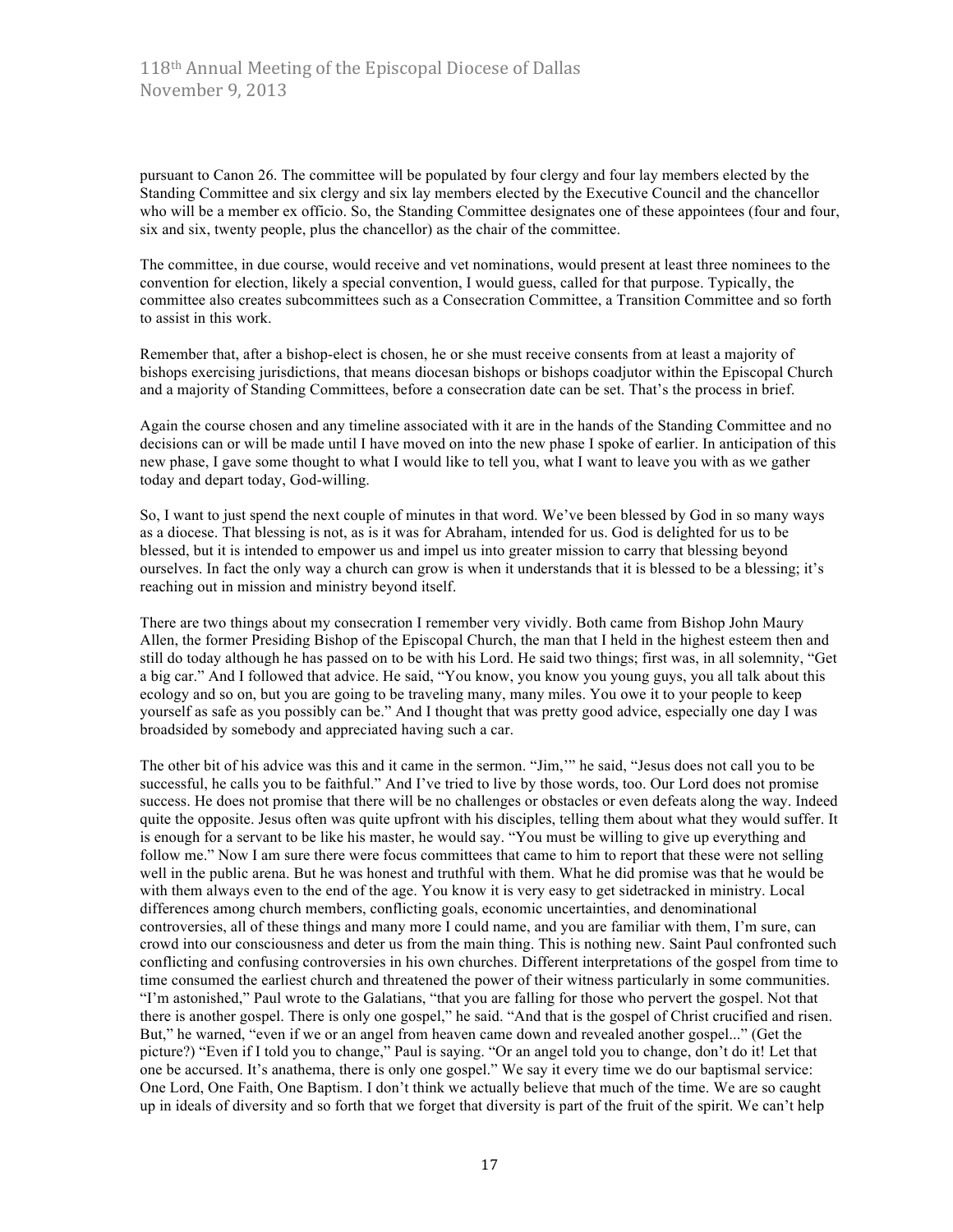pursuant to Canon 26. The committee will be populated by four clergy and four lay members elected by the Standing Committee and six clergy and six lay members elected by the Executive Council and the chancellor who will be a member ex officio. So, the Standing Committee designates one of these appointees (four and four, six and six, twenty people, plus the chancellor) as the chair of the committee.

The committee, in due course, would receive and vet nominations, would present at least three nominees to the convention for election, likely a special convention, I would guess, called for that purpose. Typically, the committee also creates subcommittees such as a Consecration Committee, a Transition Committee and so forth to assist in this work.

Remember that, after a bishop-elect is chosen, he or she must receive consents from at least a majority of bishops exercising jurisdictions, that means diocesan bishops or bishops coadjutor within the Episcopal Church and a majority of Standing Committees, before a consecration date can be set. That's the process in brief.

Again the course chosen and any timeline associated with it are in the hands of the Standing Committee and no decisions can or will be made until I have moved on into the new phase I spoke of earlier. In anticipation of this new phase, I gave some thought to what I would like to tell you, what I want to leave you with as we gather today and depart today, God-willing.

So, I want to just spend the next couple of minutes in that word. We've been blessed by God in so many ways as a diocese. That blessing is not, as is it was for Abraham, intended for us. God is delighted for us to be blessed, but it is intended to empower us and impel us into greater mission to carry that blessing beyond ourselves. In fact the only way a church can grow is when it understands that it is blessed to be a blessing; it's reaching out in mission and ministry beyond itself.

There are two things about my consecration I remember very vividly. Both came from Bishop John Maury Allen, the former Presiding Bishop of the Episcopal Church, the man that I held in the highest esteem then and still do today although he has passed on to be with his Lord. He said two things; first was, in all solemnity, "Get a big car." And I followed that advice. He said, "You know, you know you young guys, you all talk about this ecology and so on, but you are going to be traveling many, many miles. You owe it to your people to keep yourself as safe as you possibly can be." And I thought that was pretty good advice, especially one day I was broadsided by somebody and appreciated having such a car.

The other bit of his advice was this and it came in the sermon. "Jim,'" he said, "Jesus does not call you to be successful, he calls you to be faithful." And I've tried to live by those words, too. Our Lord does not promise success. He does not promise that there will be no challenges or obstacles or even defeats along the way. Indeed quite the opposite. Jesus often was quite upfront with his disciples, telling them about what they would suffer. It is enough for a servant to be like his master, he would say. "You must be willing to give up everything and follow me." Now I am sure there were focus committees that came to him to report that these were not selling well in the public arena. But he was honest and truthful with them. What he did promise was that he would be with them always even to the end of the age. You know it is very easy to get sidetracked in ministry. Local differences among church members, conflicting goals, economic uncertainties, and denominational controversies, all of these things and many more I could name, and you are familiar with them, I'm sure, can crowd into our consciousness and deter us from the main thing. This is nothing new. Saint Paul confronted such conflicting and confusing controversies in his own churches. Different interpretations of the gospel from time to time consumed the earliest church and threatened the power of their witness particularly in some communities. "I'm astonished," Paul wrote to the Galatians, "that you are falling for those who pervert the gospel. Not that there is another gospel. There is only one gospel," he said. "And that is the gospel of Christ crucified and risen. But," he warned, "even if we or an angel from heaven came down and revealed another gospel..." (Get the picture?) "Even if I told you to change," Paul is saying. "Or an angel told you to change, don't do it! Let that one be accursed. It's anathema, there is only one gospel." We say it every time we do our baptismal service: One Lord, One Faith, One Baptism. I don't think we actually believe that much of the time. We are so caught up in ideals of diversity and so forth that we forget that diversity is part of the fruit of the spirit. We can't help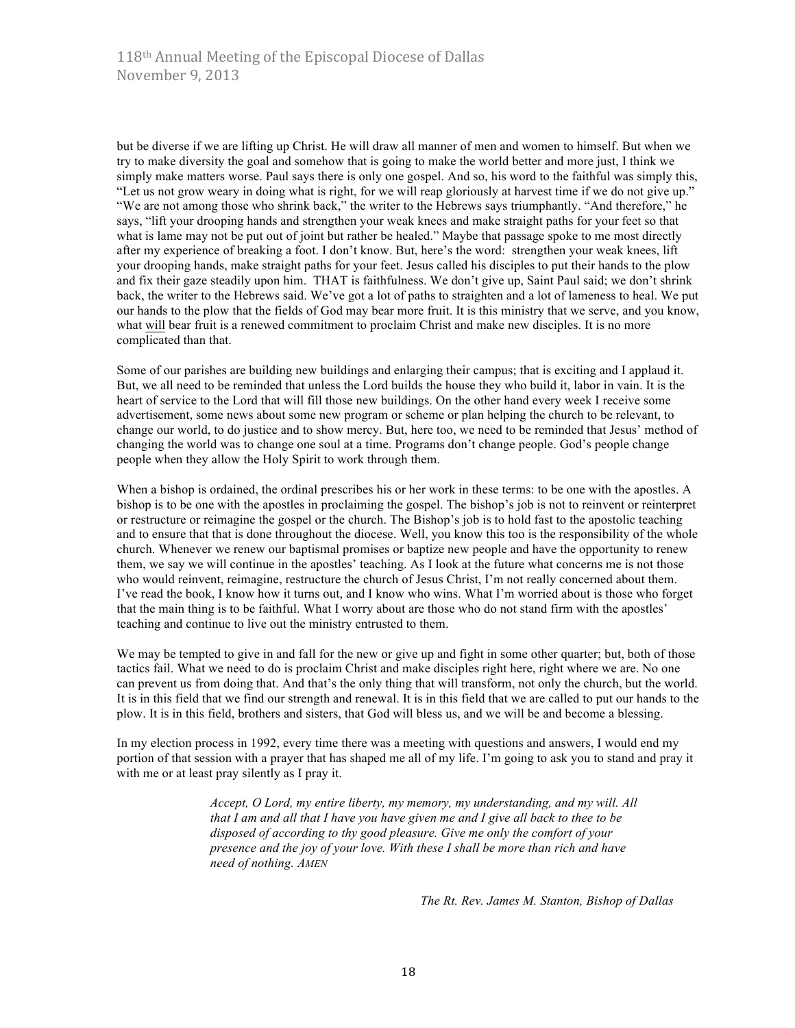but be diverse if we are lifting up Christ. He will draw all manner of men and women to himself. But when we try to make diversity the goal and somehow that is going to make the world better and more just, I think we simply make matters worse. Paul says there is only one gospel. And so, his word to the faithful was simply this, "Let us not grow weary in doing what is right, for we will reap gloriously at harvest time if we do not give up." "We are not among those who shrink back," the writer to the Hebrews says triumphantly. "And therefore," he says, "lift your drooping hands and strengthen your weak knees and make straight paths for your feet so that what is lame may not be put out of joint but rather be healed." Maybe that passage spoke to me most directly after my experience of breaking a foot. I don't know. But, here's the word: strengthen your weak knees, lift your drooping hands, make straight paths for your feet. Jesus called his disciples to put their hands to the plow and fix their gaze steadily upon him. THAT is faithfulness. We don't give up, Saint Paul said; we don't shrink back, the writer to the Hebrews said. We've got a lot of paths to straighten and a lot of lameness to heal. We put our hands to the plow that the fields of God may bear more fruit. It is this ministry that we serve, and you know, what <u>will</u> bear fruit is a renewed commitment to proclaim Christ and make new disciples. It is no more complicated than that.

Some of our parishes are building new buildings and enlarging their campus; that is exciting and I applaud it. But, we all need to be reminded that unless the Lord builds the house they who build it, labor in vain. It is the heart of service to the Lord that will fill those new buildings. On the other hand every week I receive some advertisement, some news about some new program or scheme or plan helping the church to be relevant, to change our world, to do justice and to show mercy. But, here too, we need to be reminded that Jesus' method of changing the world was to change one soul at a time. Programs don't change people. God's people change people when they allow the Holy Spirit to work through them.

When a bishop is ordained, the ordinal prescribes his or her work in these terms: to be one with the apostles. A bishop is to be one with the apostles in proclaiming the gospel. The bishop's job is not to reinvent or reinterpret or restructure or reimagine the gospel or the church. The Bishop's job is to hold fast to the apostolic teaching and to ensure that that is done throughout the diocese. Well, you know this too is the responsibility of the whole church. Whenever we renew our baptismal promises or baptize new people and have the opportunity to renew them, we say we will continue in the apostles' teaching. As I look at the future what concerns me is not those who would reinvent, reimagine, restructure the church of Jesus Christ, I'm not really concerned about them. I've read the book, I know how it turns out, and I know who wins. What I'm worried about is those who forget that the main thing is to be faithful. What I worry about are those who do not stand firm with the apostles' teaching and continue to live out the ministry entrusted to them.

We may be tempted to give in and fall for the new or give up and fight in some other quarter; but, both of those tactics fail. What we need to do is proclaim Christ and make disciples right here, right where we are. No one can prevent us from doing that. And that's the only thing that will transform, not only the church, but the world. It is in this field that we find our strength and renewal. It is in this field that we are called to put our hands to the plow. It is in this field, brothers and sisters, that God will bless us, and we will be and become a blessing.

In my election process in 1992, every time there was a meeting with questions and answers, I would end my portion of that session with a prayer that has shaped me all of my life. I'm going to ask you to stand and pray it with me or at least pray silently as I pray it.

> *Accept, O Lord, my entire liberty, my memory, my understanding, and my will. All that I am and all that I have you have given me and I give all back to thee to be disposed of according to thy good pleasure. Give me only the comfort of your presence and the joy of your love. With these I shall be more than rich and have need of nothing. AMEN*

*The Rt. Rev. James M. Stanton, Bishop of Dallas*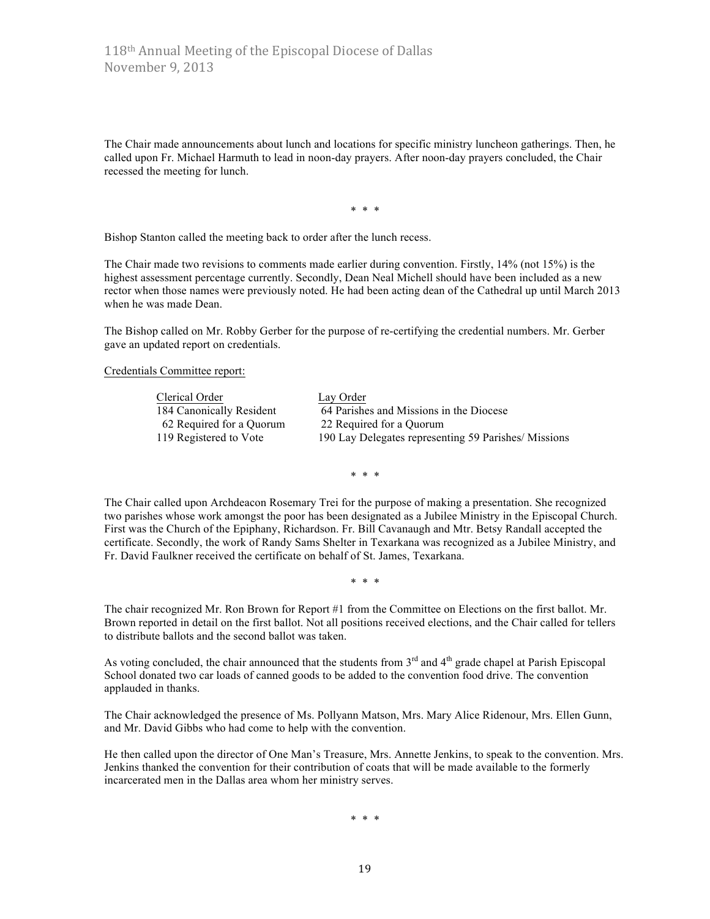The Chair made announcements about lunch and locations for specific ministry luncheon gatherings. Then, he called upon Fr. Michael Harmuth to lead in noon-day prayers. After noon-day prayers concluded, the Chair recessed the meeting for lunch.

\* \* \*

Bishop Stanton called the meeting back to order after the lunch recess.

The Chair made two revisions to comments made earlier during convention. Firstly, 14% (not 15%) is the highest assessment percentage currently. Secondly, Dean Neal Michell should have been included as a new rector when those names were previously noted. He had been acting dean of the Cathedral up until March 2013 when he was made Dean.

The Bishop called on Mr. Robby Gerber for the purpose of re-certifying the credential numbers. Mr. Gerber gave an updated report on credentials.

Credentials Committee report:

| Clerical Order | Lay Order |
|---|---|
| 184 Canonically Resident | 64 Parishes and Missions in the Diocese |
| 62 Required for a Quorum | 22 Required for a Quorum |
| 119 Registered to Vote | 190 Lay Delegates representing 59 Parishes/ Missions |

\* \* \*

The Chair called upon Archdeacon Rosemary Trei for the purpose of making a presentation. She recognized two parishes whose work amongst the poor has been designated as a Jubilee Ministry in the Episcopal Church. First was the Church of the Epiphany, Richardson. Fr. Bill Cavanaugh and Mtr. Betsy Randall accepted the certificate. Secondly, the work of Randy Sams Shelter in Texarkana was recognized as a Jubilee Ministry, and Fr. David Faulkner received the certificate on behalf of St. James, Texarkana.

\* \* \*

The chair recognized Mr. Ron Brown for Report #1 from the Committee on Elections on the first ballot. Mr. Brown reported in detail on the first ballot. Not all positions received elections, and the Chair called for tellers to distribute ballots and the second ballot was taken.

As voting concluded, the chair announced that the students from 3rd and 4th grade chapel at Parish Episcopal School donated two car loads of canned goods to be added to the convention food drive. The convention applauded in thanks.

The Chair acknowledged the presence of Ms. Pollyann Matson, Mrs. Mary Alice Ridenour, Mrs. Ellen Gunn, and Mr. David Gibbs who had come to help with the convention.

He then called upon the director of One Man's Treasure, Mrs. Annette Jenkins, to speak to the convention. Mrs. Jenkins thanked the convention for their contribution of coats that will be made available to the formerly incarcerated men in the Dallas area whom her ministry serves.

\* \* \*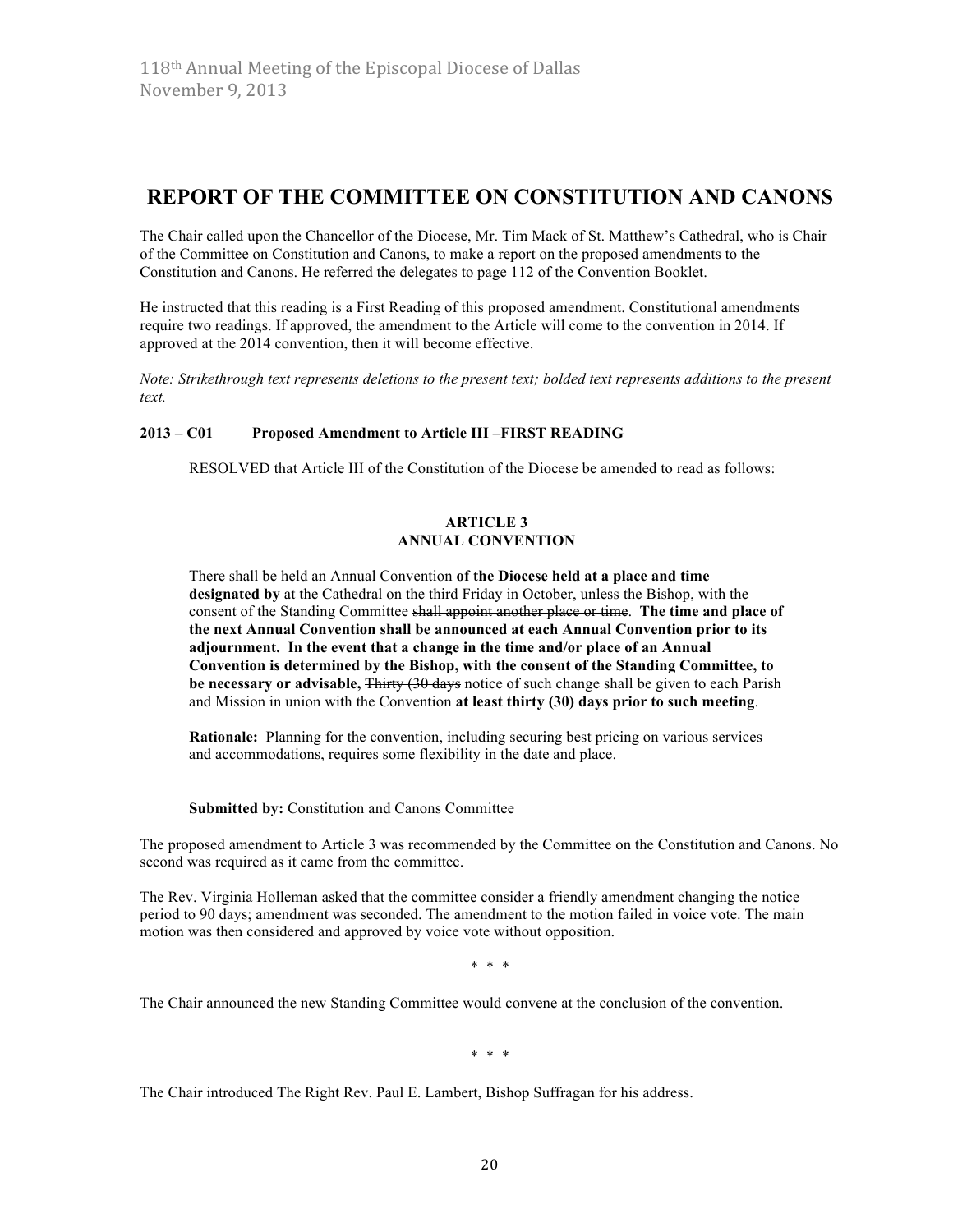## REPORT OF THE COMMITTEE ON CONSTITUTION AND CANONS

The Chair called upon the Chancellor of the Diocese, Mr. Tim Mack of St. Matthew's Cathedral, who is Chair of the Committee on Constitution and Canons, to make a report on the proposed amendments to the Constitution and Canons. He referred the delegates to page 112 of the Convention Booklet.

He instructed that this reading is a First Reading of this proposed amendment. Constitutional amendments require two readings. If approved, the amendment to the Article will come to the convention in 2014. If approved at the 2014 convention, then it will become effective.

*Note: Strikethrough text represents deletions to the present text; bolded text represents additions to the present text.*

**2013 – C01 Proposed Amendment to Article III –FIRST READING**

RESOLVED that Article III of the Constitution of the Diocese be amended to read as follows:

**ARTICLE 3**
**ANNUAL CONVENTION**

There shall be ~~held~~ an Annual Convention **of the Diocese held at a place and time designated by** ~~at the Cathedral on the third Friday in October, unless~~ the Bishop, with the consent of the Standing Committee ~~shall appoint another place or time~~. **The time and place of the next Annual Convention shall be announced at each Annual Convention prior to its adjournment. In the event that a change in the time and/or place of an Annual Convention is determined by the Bishop, with the consent of the Standing Committee, to be necessary or advisable,** ~~Thirty (30 days~~ notice of such change shall be given to each Parish and Mission in union with the Convention **at least thirty (30) days prior to such meeting**.

**Rationale:** Planning for the convention, including securing best pricing on various services and accommodations, requires some flexibility in the date and place.

**Submitted by:** Constitution and Canons Committee

The proposed amendment to Article 3 was recommended by the Committee on the Constitution and Canons. No second was required as it came from the committee.

The Rev. Virginia Holleman asked that the committee consider a friendly amendment changing the notice period to 90 days; amendment was seconded. The amendment to the motion failed in voice vote. The main motion was then considered and approved by voice vote without opposition.

\* \* \*

The Chair announced the new Standing Committee would convene at the conclusion of the convention.

\* \* \*

The Chair introduced The Right Rev. Paul E. Lambert, Bishop Suffragan for his address.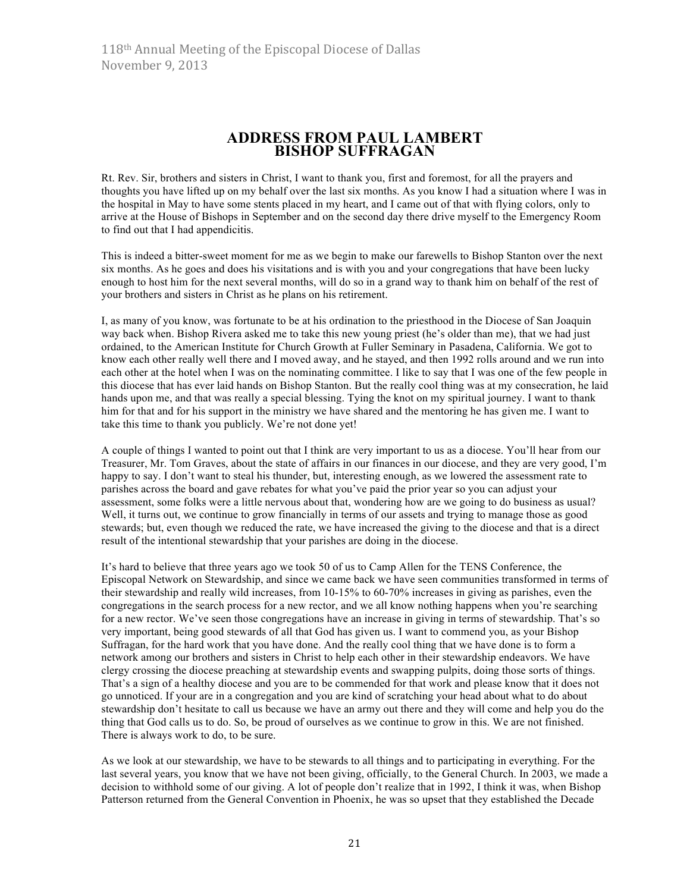# ADDRESS FROM PAUL LAMBERT BISHOP SUFFRAGAN

Rt. Rev. Sir, brothers and sisters in Christ, I want to thank you, first and foremost, for all the prayers and thoughts you have lifted up on my behalf over the last six months. As you know I had a situation where I was in the hospital in May to have some stents placed in my heart, and I came out of that with flying colors, only to arrive at the House of Bishops in September and on the second day there drive myself to the Emergency Room to find out that I had appendicitis.

This is indeed a bitter-sweet moment for me as we begin to make our farewells to Bishop Stanton over the next six months. As he goes and does his visitations and is with you and your congregations that have been lucky enough to host him for the next several months, will do so in a grand way to thank him on behalf of the rest of your brothers and sisters in Christ as he plans on his retirement.

I, as many of you know, was fortunate to be at his ordination to the priesthood in the Diocese of San Joaquin way back when. Bishop Rivera asked me to take this new young priest (he's older than me), that we had just ordained, to the American Institute for Church Growth at Fuller Seminary in Pasadena, California. We got to know each other really well there and I moved away, and he stayed, and then 1992 rolls around and we run into each other at the hotel when I was on the nominating committee. I like to say that I was one of the few people in this diocese that has ever laid hands on Bishop Stanton. But the really cool thing was at my consecration, he laid hands upon me, and that was really a special blessing. Tying the knot on my spiritual journey. I want to thank him for that and for his support in the ministry we have shared and the mentoring he has given me. I want to take this time to thank you publicly. We're not done yet!

A couple of things I wanted to point out that I think are very important to us as a diocese. You'll hear from our Treasurer, Mr. Tom Graves, about the state of affairs in our finances in our diocese, and they are very good, I'm happy to say. I don't want to steal his thunder, but, interesting enough, as we lowered the assessment rate to parishes across the board and gave rebates for what you've paid the prior year so you can adjust your assessment, some folks were a little nervous about that, wondering how are we going to do business as usual? Well, it turns out, we continue to grow financially in terms of our assets and trying to manage those as good stewards; but, even though we reduced the rate, we have increased the giving to the diocese and that is a direct result of the intentional stewardship that your parishes are doing in the diocese.

It's hard to believe that three years ago we took 50 of us to Camp Allen for the TENS Conference, the Episcopal Network on Stewardship, and since we came back we have seen communities transformed in terms of their stewardship and really wild increases, from 10-15% to 60-70% increases in giving as parishes, even the congregations in the search process for a new rector, and we all know nothing happens when you're searching for a new rector. We've seen those congregations have an increase in giving in terms of stewardship. That's so very important, being good stewards of all that God has given us. I want to commend you, as your Bishop Suffragan, for the hard work that you have done. And the really cool thing that we have done is to form a network among our brothers and sisters in Christ to help each other in their stewardship endeavors. We have clergy crossing the diocese preaching at stewardship events and swapping pulpits, doing those sorts of things. That's a sign of a healthy diocese and you are to be commended for that work and please know that it does not go unnoticed. If your are in a congregation and you are kind of scratching your head about what to do about stewardship don't hesitate to call us because we have an army out there and they will come and help you do the thing that God calls us to do. So, be proud of ourselves as we continue to grow in this. We are not finished. There is always work to do, to be sure.

As we look at our stewardship, we have to be stewards to all things and to participating in everything. For the last several years, you know that we have not been giving, officially, to the General Church. In 2003, we made a decision to withhold some of our giving. A lot of people don't realize that in 1992, I think it was, when Bishop Patterson returned from the General Convention in Phoenix, he was so upset that they established the Decade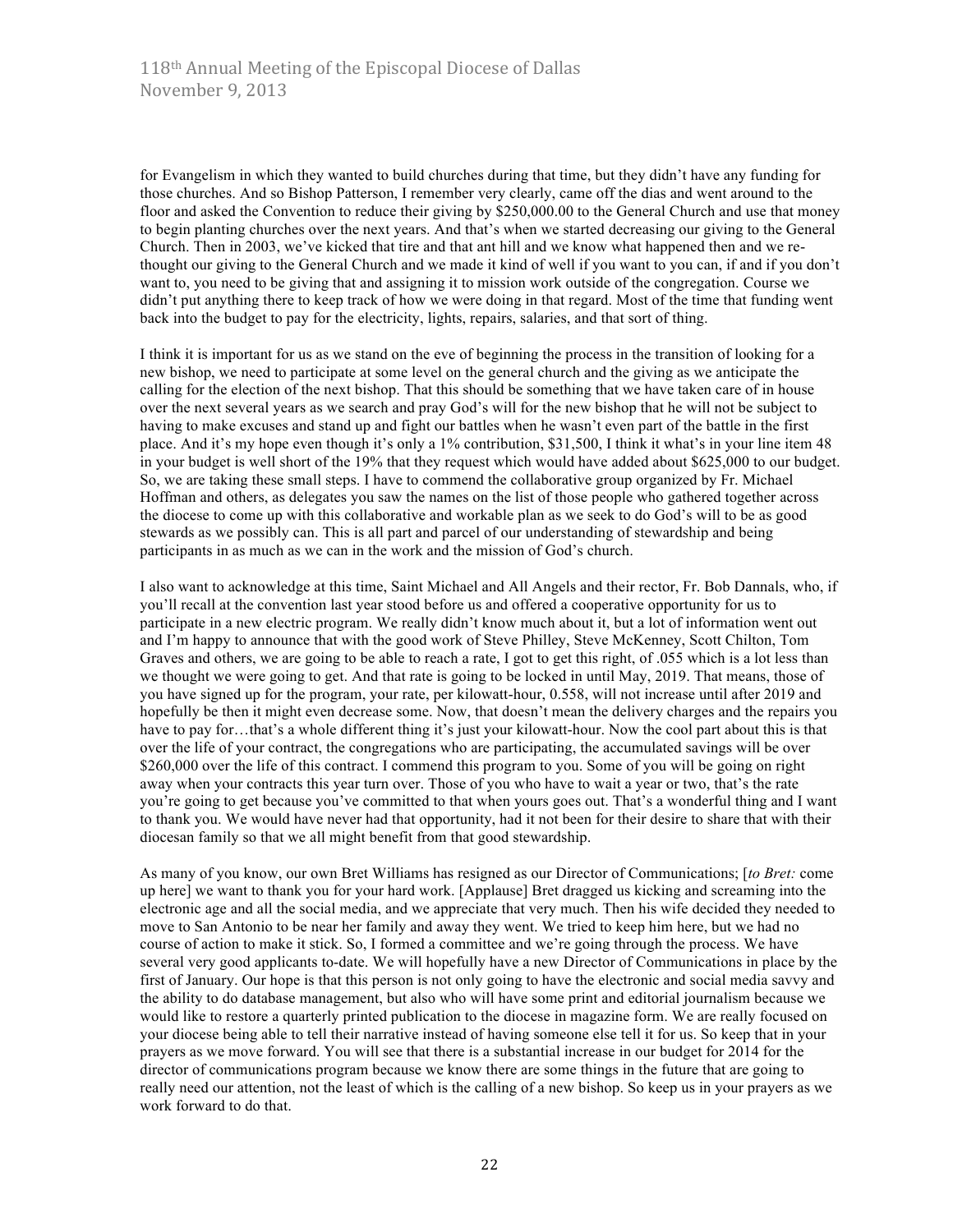for Evangelism in which they wanted to build churches during that time, but they didn't have any funding for those churches. And so Bishop Patterson, I remember very clearly, came off the dias and went around to the floor and asked the Convention to reduce their giving by $250,000.00 to the General Church and use that money to begin planting churches over the next years. And that's when we started decreasing our giving to the General Church. Then in 2003, we've kicked that tire and that ant hill and we know what happened then and we re-thought our giving to the General Church and we made it kind of well if you want to you can, if and if you don't want to, you need to be giving that and assigning it to mission work outside of the congregation. Course we didn't put anything there to keep track of how we were doing in that regard. Most of the time that funding went back into the budget to pay for the electricity, lights, repairs, salaries, and that sort of thing.

I think it is important for us as we stand on the eve of beginning the process in the transition of looking for a new bishop, we need to participate at some level on the general church and the giving as we anticipate the calling for the election of the next bishop. That this should be something that we have taken care of in house over the next several years as we search and pray God's will for the new bishop that he will not be subject to having to make excuses and stand up and fight our battles when he wasn't even part of the battle in the first place. And it's my hope even though it's only a 1% contribution, $31,500, I think it what's in your line item 48 in your budget is well short of the 19% that they request which would have added about $625,000 to our budget. So, we are taking these small steps. I have to commend the collaborative group organized by Fr. Michael Hoffman and others, as delegates you saw the names on the list of those people who gathered together across the diocese to come up with this collaborative and workable plan as we seek to do God's will to be as good stewards as we possibly can. This is all part and parcel of our understanding of stewardship and being participants in as much as we can in the work and the mission of God's church.

I also want to acknowledge at this time, Saint Michael and All Angels and their rector, Fr. Bob Dannals, who, if you'll recall at the convention last year stood before us and offered a cooperative opportunity for us to participate in a new electric program. We really didn't know much about it, but a lot of information went out and I'm happy to announce that with the good work of Steve Philley, Steve McKenney, Scott Chilton, Tom Graves and others, we are going to be able to reach a rate, I got to get this right, of .055 which is a lot less than we thought we were going to get. And that rate is going to be locked in until May, 2019. That means, those of you have signed up for the program, your rate, per kilowatt-hour, 0.558, will not increase until after 2019 and hopefully be then it might even decrease some. Now, that doesn't mean the delivery charges and the repairs you have to pay for…that's a whole different thing it's just your kilowatt-hour. Now the cool part about this is that over the life of your contract, the congregations who are participating, the accumulated savings will be over $260,000 over the life of this contract. I commend this program to you. Some of you will be going on right away when your contracts this year turn over. Those of you who have to wait a year or two, that's the rate you're going to get because you've committed to that when yours goes out. That's a wonderful thing and I want to thank you. We would have never had that opportunity, had it not been for their desire to share that with their diocesan family so that we all might benefit from that good stewardship.

As many of you know, our own Bret Williams has resigned as our Director of Communications; [*to Bret:* come up here] we want to thank you for your hard work. [Applause] Bret dragged us kicking and screaming into the electronic age and all the social media, and we appreciate that very much. Then his wife decided they needed to move to San Antonio to be near her family and away they went. We tried to keep him here, but we had no course of action to make it stick. So, I formed a committee and we're going through the process. We have several very good applicants to-date. We will hopefully have a new Director of Communications in place by the first of January. Our hope is that this person is not only going to have the electronic and social media savvy and the ability to do database management, but also who will have some print and editorial journalism because we would like to restore a quarterly printed publication to the diocese in magazine form. We are really focused on your diocese being able to tell their narrative instead of having someone else tell it for us. So keep that in your prayers as we move forward. You will see that there is a substantial increase in our budget for 2014 for the director of communications program because we know there are some things in the future that are going to really need our attention, not the least of which is the calling of a new bishop. So keep us in your prayers as we work forward to do that.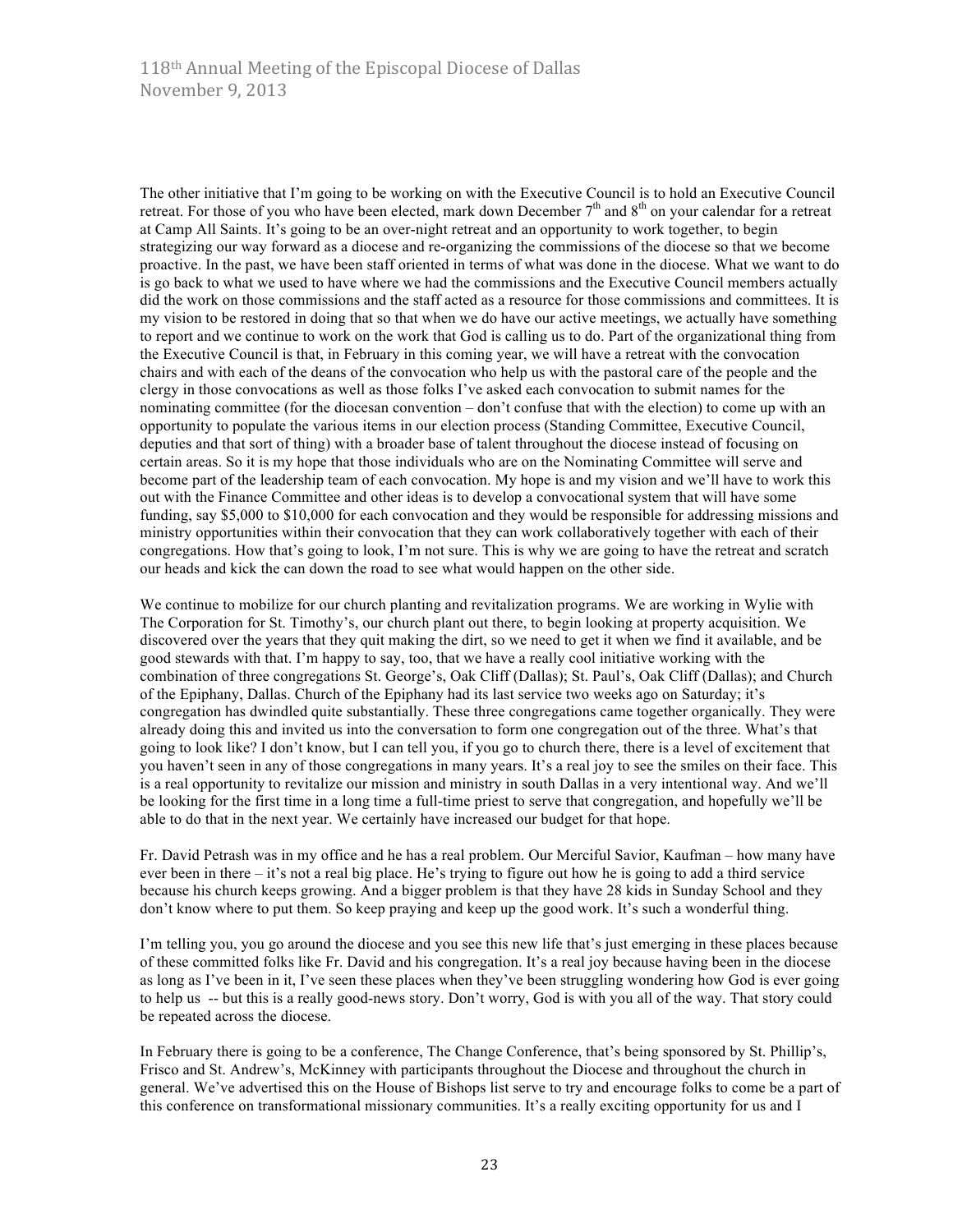The other initiative that I'm going to be working on with the Executive Council is to hold an Executive Council retreat. For those of you who have been elected, mark down December 7th and 8th on your calendar for a retreat at Camp All Saints. It's going to be an over-night retreat and an opportunity to work together, to begin strategizing our way forward as a diocese and re-organizing the commissions of the diocese so that we become proactive. In the past, we have been staff oriented in terms of what was done in the diocese. What we want to do is go back to what we used to have where we had the commissions and the Executive Council members actually did the work on those commissions and the staff acted as a resource for those commissions and committees. It is my vision to be restored in doing that so that when we do have our active meetings, we actually have something to report and we continue to work on the work that God is calling us to do. Part of the organizational thing from the Executive Council is that, in February in this coming year, we will have a retreat with the convocation chairs and with each of the deans of the convocation who help us with the pastoral care of the people and the clergy in those convocations as well as those folks I've asked each convocation to submit names for the nominating committee (for the diocesan convention – don't confuse that with the election) to come up with an opportunity to populate the various items in our election process (Standing Committee, Executive Council, deputies and that sort of thing) with a broader base of talent throughout the diocese instead of focusing on certain areas. So it is my hope that those individuals who are on the Nominating Committee will serve and become part of the leadership team of each convocation. My hope is and my vision and we'll have to work this out with the Finance Committee and other ideas is to develop a convocational system that will have some funding, say $5,000 to $10,000 for each convocation and they would be responsible for addressing missions and ministry opportunities within their convocation that they can work collaboratively together with each of their congregations. How that's going to look, I'm not sure. This is why we are going to have the retreat and scratch our heads and kick the can down the road to see what would happen on the other side.

We continue to mobilize for our church planting and revitalization programs. We are working in Wylie with The Corporation for St. Timothy's, our church plant out there, to begin looking at property acquisition. We discovered over the years that they quit making the dirt, so we need to get it when we find it available, and be good stewards with that. I'm happy to say, too, that we have a really cool initiative working with the combination of three congregations St. George's, Oak Cliff (Dallas); St. Paul's, Oak Cliff (Dallas); and Church of the Epiphany, Dallas. Church of the Epiphany had its last service two weeks ago on Saturday; it's congregation has dwindled quite substantially. These three congregations came together organically. They were already doing this and invited us into the conversation to form one congregation out of the three. What's that going to look like? I don't know, but I can tell you, if you go to church there, there is a level of excitement that you haven't seen in any of those congregations in many years. It's a real joy to see the smiles on their face. This is a real opportunity to revitalize our mission and ministry in south Dallas in a very intentional way. And we'll be looking for the first time in a long time a full-time priest to serve that congregation, and hopefully we'll be able to do that in the next year. We certainly have increased our budget for that hope.

Fr. David Petrash was in my office and he has a real problem. Our Merciful Savior, Kaufman – how many have ever been in there – it's not a real big place. He's trying to figure out how he is going to add a third service because his church keeps growing. And a bigger problem is that they have 28 kids in Sunday School and they don't know where to put them. So keep praying and keep up the good work. It's such a wonderful thing.

I'm telling you, you go around the diocese and you see this new life that's just emerging in these places because of these committed folks like Fr. David and his congregation. It's a real joy because having been in the diocese as long as I've been in it, I've seen these places when they've been struggling wondering how God is ever going to help us -- but this is a really good-news story. Don't worry, God is with you all of the way. That story could be repeated across the diocese.

In February there is going to be a conference, The Change Conference, that's being sponsored by St. Phillip's, Frisco and St. Andrew's, McKinney with participants throughout the Diocese and throughout the church in general. We've advertised this on the House of Bishops list serve to try and encourage folks to come be a part of this conference on transformational missionary communities. It's a really exciting opportunity for us and I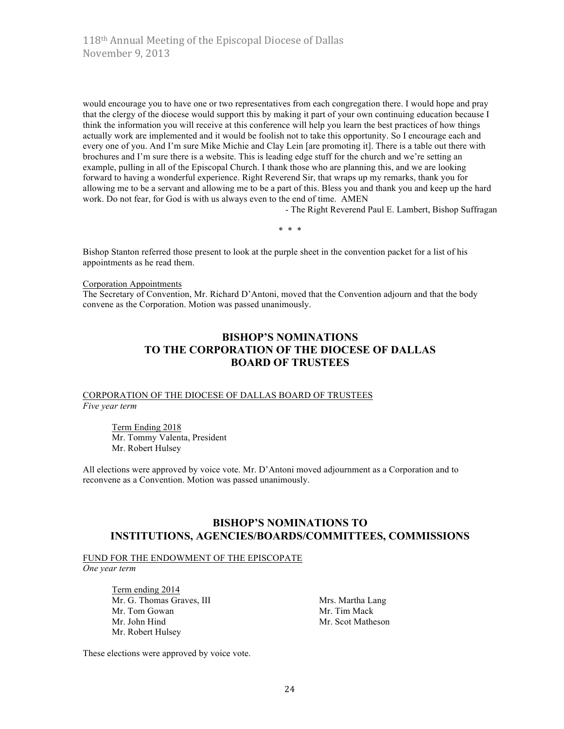would encourage you to have one or two representatives from each congregation there. I would hope and pray that the clergy of the diocese would support this by making it part of your own continuing education because I think the information you will receive at this conference will help you learn the best practices of how things actually work are implemented and it would be foolish not to take this opportunity. So I encourage each and every one of you. And I'm sure Mike Michie and Clay Lein [are promoting it]. There is a table out there with brochures and I'm sure there is a website. This is leading edge stuff for the church and we're setting an example, pulling in all of the Episcopal Church. I thank those who are planning this, and we are looking forward to having a wonderful experience. Right Reverend Sir, that wraps up my remarks, thank you for allowing me to be a servant and allowing me to be a part of this. Bless you and thank you and keep up the hard work. Do not fear, for God is with us always even to the end of time. AMEN

- The Right Reverend Paul E. Lambert, Bishop Suffragan

\* \* \*

Bishop Stanton referred those present to look at the purple sheet in the convention packet for a list of his appointments as he read them.

Corporation Appointments

The Secretary of Convention, Mr. Richard D'Antoni, moved that the Convention adjourn and that the body convene as the Corporation. Motion was passed unanimously.

## BISHOP'S NOMINATIONS TO THE CORPORATION OF THE DIOCESE OF DALLAS BOARD OF TRUSTEES

CORPORATION OF THE DIOCESE OF DALLAS BOARD OF TRUSTEES

*Five year term*

Term Ending 2018

Mr. Tommy Valenta, President
Mr. Robert Hulsey

All elections were approved by voice vote. Mr. D'Antoni moved adjournment as a Corporation and to reconvene as a Convention. Motion was passed unanimously.

## BISHOP'S NOMINATIONS TO INSTITUTIONS, AGENCIES/BOARDS/COMMITTEES, COMMISSIONS

FUND FOR THE ENDOWMENT OF THE EPISCOPATE

*One year term*

Term ending 2014

Mr. G. Thomas Graves, III
Mr. Tom Gowan
Mr. John Hind
Mr. Robert Hulsey
Mrs. Martha Lang
Mr. Tim Mack
Mr. Scot Matheson

These elections were approved by voice vote.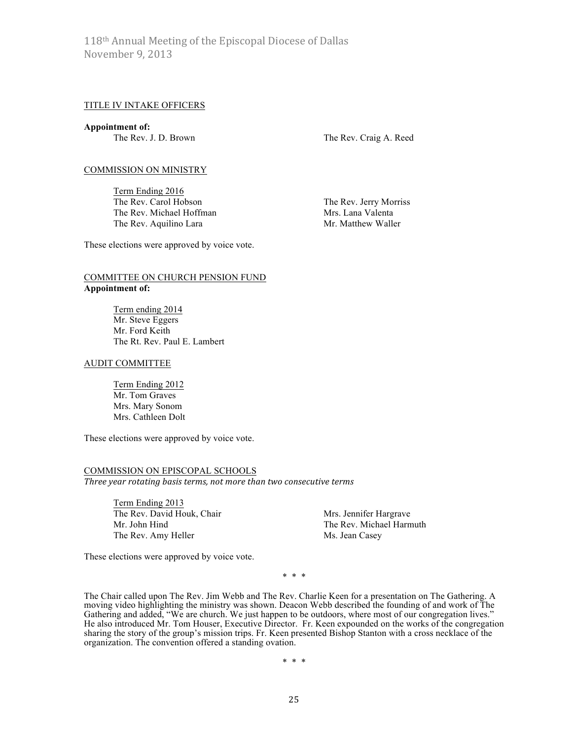TITLE IV INTAKE OFFICERS

**Appointment of:**

The Rev. J. D. Brown
The Rev. Craig A. Reed

COMMISSION ON MINISTRY

Term Ending 2016

The Rev. Carol Hobson
The Rev. Michael Hoffman
The Rev. Aquilino Lara
The Rev. Jerry Morriss
Mrs. Lana Valenta
Mr. Matthew Waller

These elections were approved by voice vote.

COMMITTEE ON CHURCH PENSION FUND

**Appointment of:**

Term ending 2014

Mr. Steve Eggers
Mr. Ford Keith
The Rt. Rev. Paul E. Lambert

AUDIT COMMITTEE

Term Ending 2012

Mr. Tom Graves
Mrs. Mary Sonom
Mrs. Cathleen Dolt

These elections were approved by voice vote.

COMMISSION ON EPISCOPAL SCHOOLS

*Three year rotating basis terms, not more than two consecutive terms*

Term Ending 2013

The Rev. David Houk, Chair
Mr. John Hind
The Rev. Amy Heller
Mrs. Jennifer Hargrave
The Rev. Michael Harmuth
Ms. Jean Casey

These elections were approved by voice vote.

\* \* \*

The Chair called upon The Rev. Jim Webb and The Rev. Charlie Keen for a presentation on The Gathering. A moving video highlighting the ministry was shown. Deacon Webb described the founding of and work of The Gathering and added, "We are church. We just happen to be outdoors, where most of our congregation lives." He also introduced Mr. Tom Houser, Executive Director. Fr. Keen expounded on the works of the congregation sharing the story of the group's mission trips. Fr. Keen presented Bishop Stanton with a cross necklace of the organization. The convention offered a standing ovation.

\* \* \*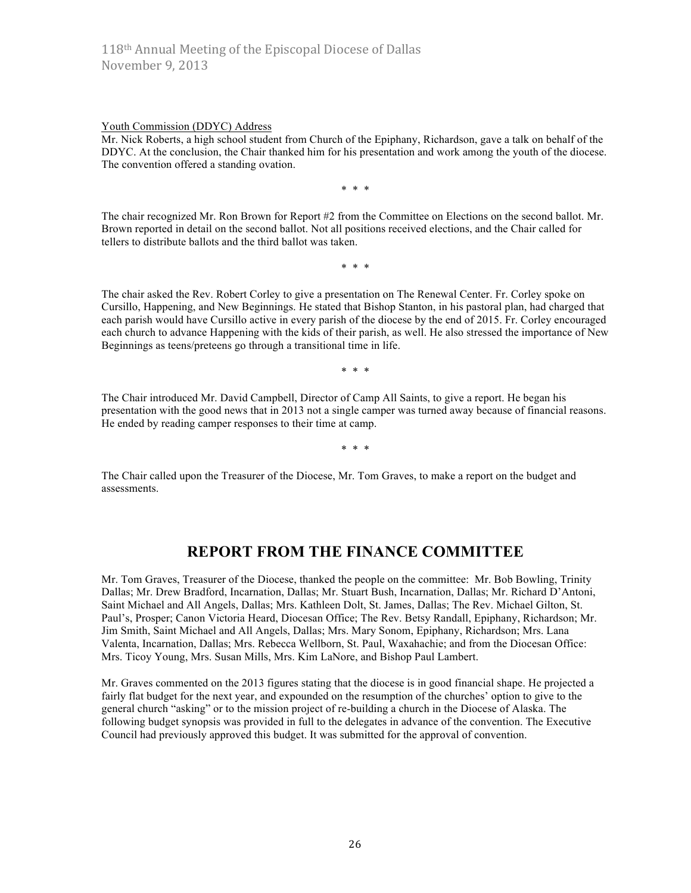Youth Commission (DDYC) Address

Mr. Nick Roberts, a high school student from Church of the Epiphany, Richardson, gave a talk on behalf of the DDYC. At the conclusion, the Chair thanked him for his presentation and work among the youth of the diocese. The convention offered a standing ovation.

\* \* \*

The chair recognized Mr. Ron Brown for Report #2 from the Committee on Elections on the second ballot. Mr. Brown reported in detail on the second ballot. Not all positions received elections, and the Chair called for tellers to distribute ballots and the third ballot was taken.

\* \* \*

The chair asked the Rev. Robert Corley to give a presentation on The Renewal Center. Fr. Corley spoke on Cursillo, Happening, and New Beginnings. He stated that Bishop Stanton, in his pastoral plan, had charged that each parish would have Cursillo active in every parish of the diocese by the end of 2015. Fr. Corley encouraged each church to advance Happening with the kids of their parish, as well. He also stressed the importance of New Beginnings as teens/preteens go through a transitional time in life.

\* \* \*

The Chair introduced Mr. David Campbell, Director of Camp All Saints, to give a report. He began his presentation with the good news that in 2013 not a single camper was turned away because of financial reasons. He ended by reading camper responses to their time at camp.

\* \* \*

The Chair called upon the Treasurer of the Diocese, Mr. Tom Graves, to make a report on the budget and assessments.

## REPORT FROM THE FINANCE COMMITTEE

Mr. Tom Graves, Treasurer of the Diocese, thanked the people on the committee: Mr. Bob Bowling, Trinity Dallas; Mr. Drew Bradford, Incarnation, Dallas; Mr. Stuart Bush, Incarnation, Dallas; Mr. Richard D'Antoni, Saint Michael and All Angels, Dallas; Mrs. Kathleen Dolt, St. James, Dallas; The Rev. Michael Gilton, St. Paul's, Prosper; Canon Victoria Heard, Diocesan Office; The Rev. Betsy Randall, Epiphany, Richardson; Mr. Jim Smith, Saint Michael and All Angels, Dallas; Mrs. Mary Sonom, Epiphany, Richardson; Mrs. Lana Valenta, Incarnation, Dallas; Mrs. Rebecca Wellborn, St. Paul, Waxahachie; and from the Diocesan Office: Mrs. Ticoy Young, Mrs. Susan Mills, Mrs. Kim LaNore, and Bishop Paul Lambert.

Mr. Graves commented on the 2013 figures stating that the diocese is in good financial shape. He projected a fairly flat budget for the next year, and expounded on the resumption of the churches' option to give to the general church "asking" or to the mission project of re-building a church in the Diocese of Alaska. The following budget synopsis was provided in full to the delegates in advance of the convention. The Executive Council had previously approved this budget. It was submitted for the approval of convention.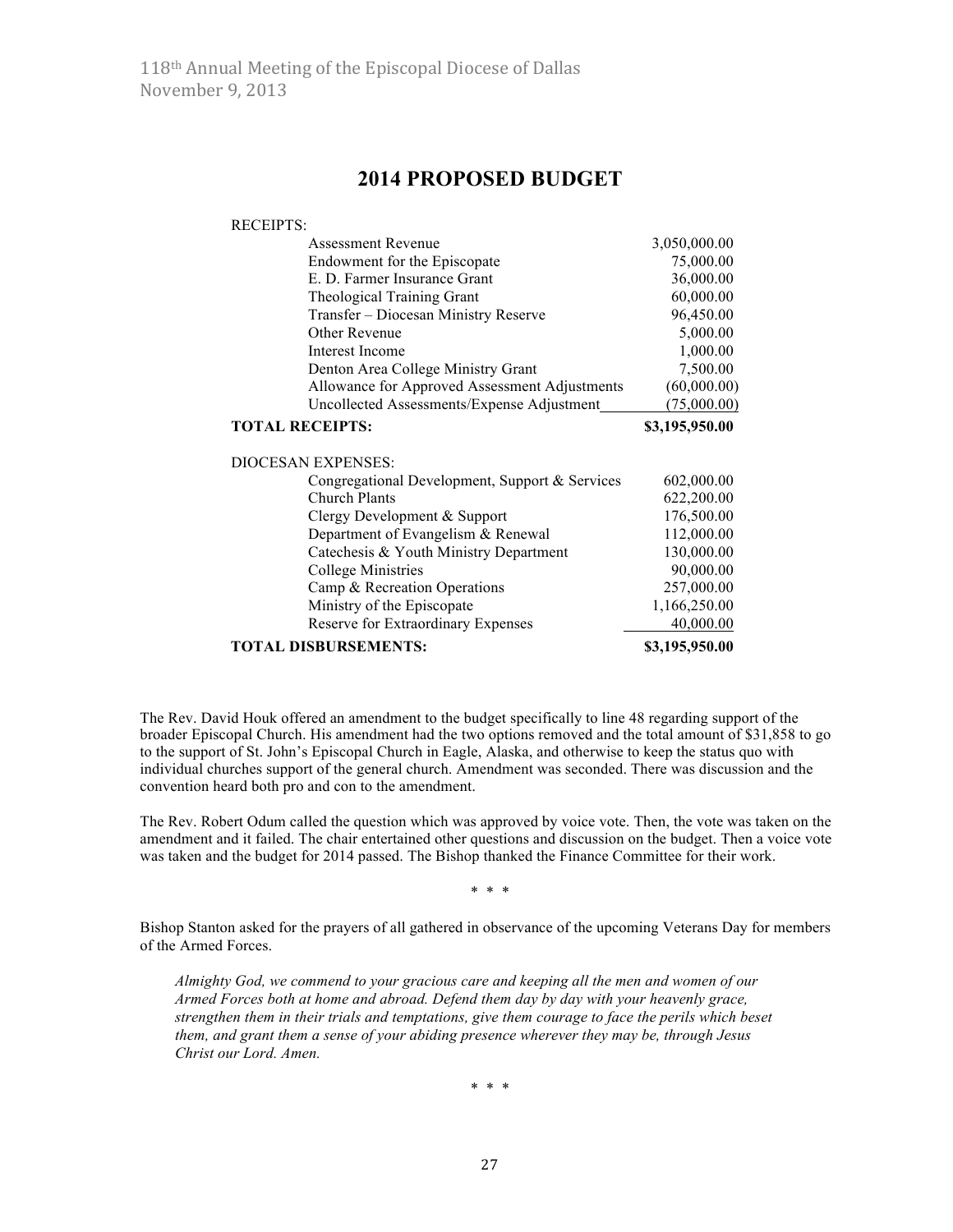# 2014 PROPOSED BUDGET

| | |
|---|---|
| RECEIPTS: | |
| Assessment Revenue | 3,050,000.00 |
| Endowment for the Episcopate | 75,000.00 |
| E. D. Farmer Insurance Grant | 36,000.00 |
| Theological Training Grant | 60,000.00 |
| Transfer – Diocesan Ministry Reserve | 96,450.00 |
| Other Revenue | 5,000.00 |
| Interest Income | 1,000.00 |
| Denton Area College Ministry Grant | 7,500.00 |
| Allowance for Approved Assessment Adjustments | (60,000.00) |
| Uncollected Assessments/Expense Adjustment | (75,000.00) |
| **TOTAL RECEIPTS:** | **$3,195,950.00** |
| DIOCESAN EXPENSES: | |
| Congregational Development, Support & Services | 602,000.00 |
| Church Plants | 622,200.00 |
| Clergy Development & Support | 176,500.00 |
| Department of Evangelism & Renewal | 112,000.00 |
| Catechesis & Youth Ministry Department | 130,000.00 |
| College Ministries | 90,000.00 |
| Camp & Recreation Operations | 257,000.00 |
| Ministry of the Episcopate | 1,166,250.00 |
| Reserve for Extraordinary Expenses | 40,000.00 |
| **TOTAL DISBURSEMENTS:** | **$3,195,950.00** |

The Rev. David Houk offered an amendment to the budget specifically to line 48 regarding support of the broader Episcopal Church. His amendment had the two options removed and the total amount of $31,858 to go to the support of St. John's Episcopal Church in Eagle, Alaska, and otherwise to keep the status quo with individual churches support of the general church. Amendment was seconded. There was discussion and the convention heard both pro and con to the amendment.

The Rev. Robert Odum called the question which was approved by voice vote. Then, the vote was taken on the amendment and it failed. The chair entertained other questions and discussion on the budget. Then a voice vote was taken and the budget for 2014 passed. The Bishop thanked the Finance Committee for their work.

\* \* \*

Bishop Stanton asked for the prayers of all gathered in observance of the upcoming Veterans Day for members of the Armed Forces.

*Almighty God, we commend to your gracious care and keeping all the men and women of our Armed Forces both at home and abroad. Defend them day by day with your heavenly grace, strengthen them in their trials and temptations, give them courage to face the perils which beset them, and grant them a sense of your abiding presence wherever they may be, through Jesus Christ our Lord. Amen.*

\* \* \*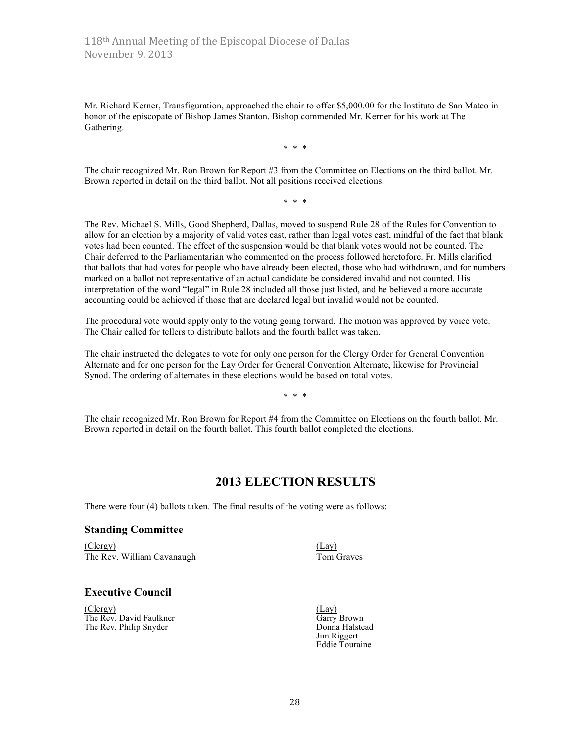Mr. Richard Kerner, Transfiguration, approached the chair to offer $5,000.00 for the Instituto de San Mateo in honor of the episcopate of Bishop James Stanton. Bishop commended Mr. Kerner for his work at The Gathering.

\* \* \*

The chair recognized Mr. Ron Brown for Report #3 from the Committee on Elections on the third ballot. Mr. Brown reported in detail on the third ballot. Not all positions received elections.

\* \* \*

The Rev. Michael S. Mills, Good Shepherd, Dallas, moved to suspend Rule 28 of the Rules for Convention to allow for an election by a majority of valid votes cast, rather than legal votes cast, mindful of the fact that blank votes had been counted. The effect of the suspension would be that blank votes would not be counted. The Chair deferred to the Parliamentarian who commented on the process followed heretofore. Fr. Mills clarified that ballots that had votes for people who have already been elected, those who had withdrawn, and for numbers marked on a ballot not representative of an actual candidate be considered invalid and not counted. His interpretation of the word "legal" in Rule 28 included all those just listed, and he believed a more accurate accounting could be achieved if those that are declared legal but invalid would not be counted.

The procedural vote would apply only to the voting going forward. The motion was approved by voice vote. The Chair called for tellers to distribute ballots and the fourth ballot was taken.

The chair instructed the delegates to vote for only one person for the Clergy Order for General Convention Alternate and for one person for the Lay Order for General Convention Alternate, likewise for Provincial Synod. The ordering of alternates in these elections would be based on total votes.

\* \* \*

The chair recognized Mr. Ron Brown for Report #4 from the Committee on Elections on the fourth ballot. Mr. Brown reported in detail on the fourth ballot. This fourth ballot completed the elections.

## 2013 ELECTION RESULTS

There were four (4) ballots taken. The final results of the voting were as follows:

### Standing Committee

| (Clergy) | (Lay) |
|---|---|
| The Rev. William Cavanaugh | Tom Graves |

### Executive Council

| (Clergy) | (Lay) |
|---|---|
| The Rev. David Faulkner | Garry Brown |
| The Rev. Philip Snyder | Donna Halstead |
| | Jim Riggert |
| | Eddie Touraine |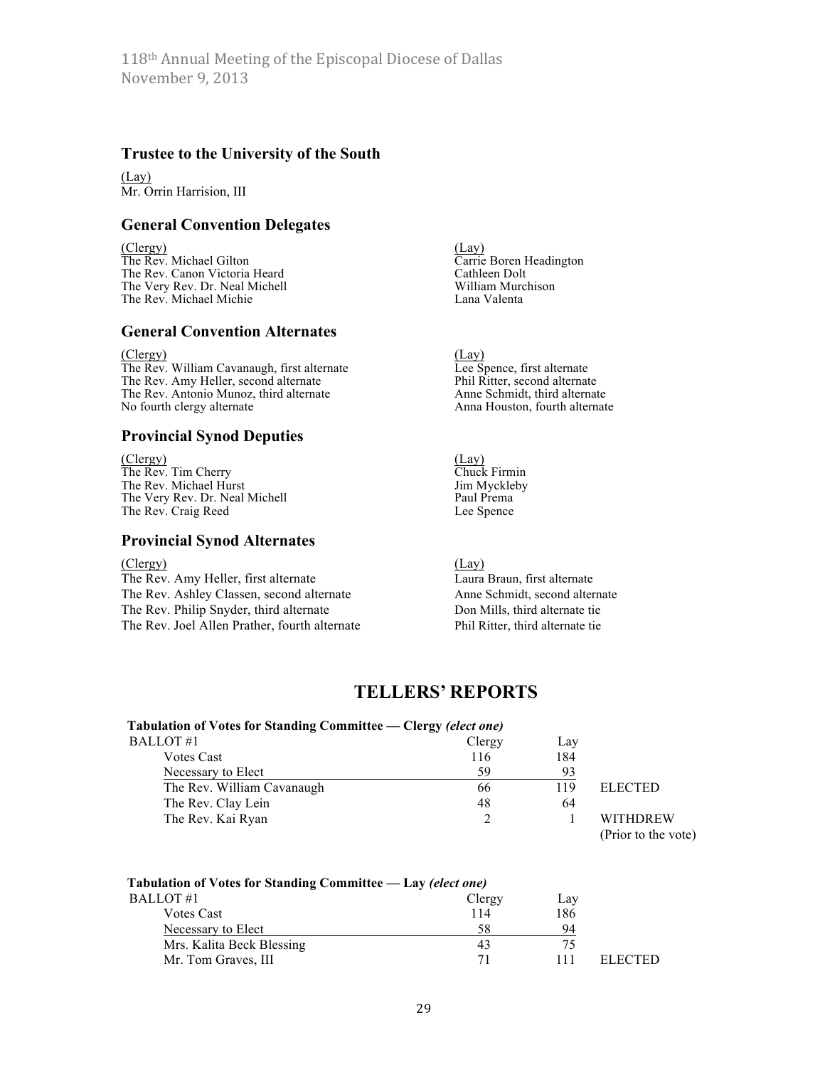### Trustee to the University of the South

(Lay)
Mr. Orrin Harrision, III

### General Convention Delegates

| (Clergy) | (Lay) |
|---|---|
| The Rev. Michael Gilton | Carrie Boren Headington |
| The Rev. Canon Victoria Heard | Cathleen Dolt |
| The Very Rev. Dr. Neal Michell | William Murchison |
| The Rev. Michael Michie | Lana Valenta |

### General Convention Alternates

| (Clergy) | (Lay) |
|---|---|
| The Rev. William Cavanaugh, first alternate | Lee Spence, first alternate |
| The Rev. Amy Heller, second alternate | Phil Ritter, second alternate |
| The Rev. Antonio Munoz, third alternate | Anne Schmidt, third alternate |
| No fourth clergy alternate | Anna Houston, fourth alternate |

### Provincial Synod Deputies

| (Clergy) | (Lay) |
|---|---|
| The Rev. Tim Cherry | Chuck Firmin |
| The Rev. Michael Hurst | Jim Myckleby |
| The Very Rev. Dr. Neal Michell | Paul Prema |
| The Rev. Craig Reed | Lee Spence |

### Provincial Synod Alternates

| (Clergy) | (Lay) |
|---|---|
| The Rev. Amy Heller, first alternate | Laura Braun, first alternate |
| The Rev. Ashley Classen, second alternate | Anne Schmidt, second alternate |
| The Rev. Philip Snyder, third alternate | Don Mills, third alternate tie |
| The Rev. Joel Allen Prather, fourth alternate | Phil Ritter, third alternate tie |

## TELLERS' REPORTS

**Tabulation of Votes for Standing Committee — Clergy *(elect one)***

| BALLOT #1 | Clergy | Lay | |
|---|---|---|---|
| Votes Cast | 116 | 184 | |
| Necessary to Elect | 59 | 93 | |
| The Rev. William Cavanaugh | 66 | 119 | ELECTED |
| The Rev. Clay Lein | 48 | 64 | |
| The Rev. Kai Ryan | 2 | 1 | WITHDREW (Prior to the vote) |

**Tabulation of Votes for Standing Committee — Lay *(elect one)***

| BALLOT #1 | Clergy | Lay | |
|---|---|---|---|
| Votes Cast | 114 | 186 | |
| Necessary to Elect | 58 | 94 | |
| Mrs. Kalita Beck Blessing | 43 | 75 | |
| Mr. Tom Graves, III | 71 | 111 | ELECTED |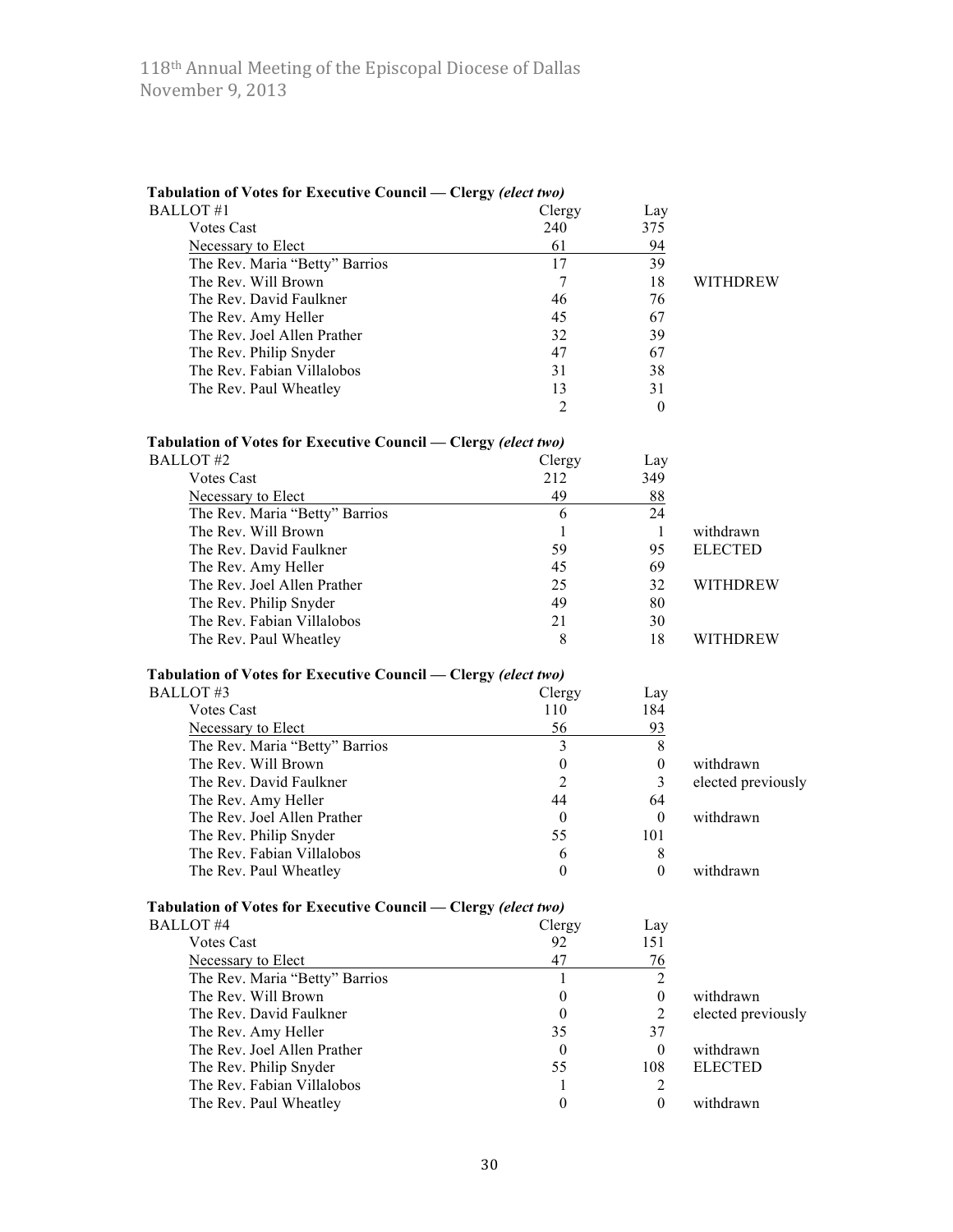**Tabulation of Votes for Executive Council — Clergy *(elect two)***

| BALLOT #1 | Clergy | Lay | |
|---|---|---|---|
| Votes Cast | 240 | 375 | |
| Necessary to Elect | 61 | 94 | |
| The Rev. Maria "Betty" Barrios | 17 | 39 | |
| The Rev. Will Brown | 7 | 18 | WITHDREW |
| The Rev. David Faulkner | 46 | 76 | |
| The Rev. Amy Heller | 45 | 67 | |
| The Rev. Joel Allen Prather | 32 | 39 | |
| The Rev. Philip Snyder | 47 | 67 | |
| The Rev. Fabian Villalobos | 31 | 38 | |
| The Rev. Paul Wheatley | 13 | 31 | |
| | 2 | 0 | |

**Tabulation of Votes for Executive Council — Clergy *(elect two)***

| BALLOT #2 | Clergy | Lay | |
|---|---|---|---|
| Votes Cast | 212 | 349 | |
| Necessary to Elect | 49 | 88 | |
| The Rev. Maria "Betty" Barrios | 6 | 24 | |
| The Rev. Will Brown | 1 | 1 | withdrawn |
| The Rev. David Faulkner | 59 | 95 | ELECTED |
| The Rev. Amy Heller | 45 | 69 | |
| The Rev. Joel Allen Prather | 25 | 32 | WITHDREW |
| The Rev. Philip Snyder | 49 | 80 | |
| The Rev. Fabian Villalobos | 21 | 30 | |
| The Rev. Paul Wheatley | 8 | 18 | WITHDREW |

**Tabulation of Votes for Executive Council — Clergy *(elect two)***

| BALLOT #3 | Clergy | Lay | |
|---|---|---|---|
| Votes Cast | 110 | 184 | |
| Necessary to Elect | 56 | 93 | |
| The Rev. Maria "Betty" Barrios | 3 | 8 | |
| The Rev. Will Brown | 0 | 0 | withdrawn |
| The Rev. David Faulkner | 2 | 3 | elected previously |
| The Rev. Amy Heller | 44 | 64 | |
| The Rev. Joel Allen Prather | 0 | 0 | withdrawn |
| The Rev. Philip Snyder | 55 | 101 | |
| The Rev. Fabian Villalobos | 6 | 8 | |
| The Rev. Paul Wheatley | 0 | 0 | withdrawn |

**Tabulation of Votes for Executive Council — Clergy *(elect two)***

| BALLOT #4 | Clergy | Lay | |
|---|---|---|---|
| Votes Cast | 92 | 151 | |
| Necessary to Elect | 47 | 76 | |
| The Rev. Maria "Betty" Barrios | 1 | 2 | |
| The Rev. Will Brown | 0 | 0 | withdrawn |
| The Rev. David Faulkner | 0 | 2 | elected previously |
| The Rev. Amy Heller | 35 | 37 | |
| The Rev. Joel Allen Prather | 0 | 0 | withdrawn |
| The Rev. Philip Snyder | 55 | 108 | ELECTED |
| The Rev. Fabian Villalobos | 1 | 2 | |
| The Rev. Paul Wheatley | 0 | 0 | withdrawn |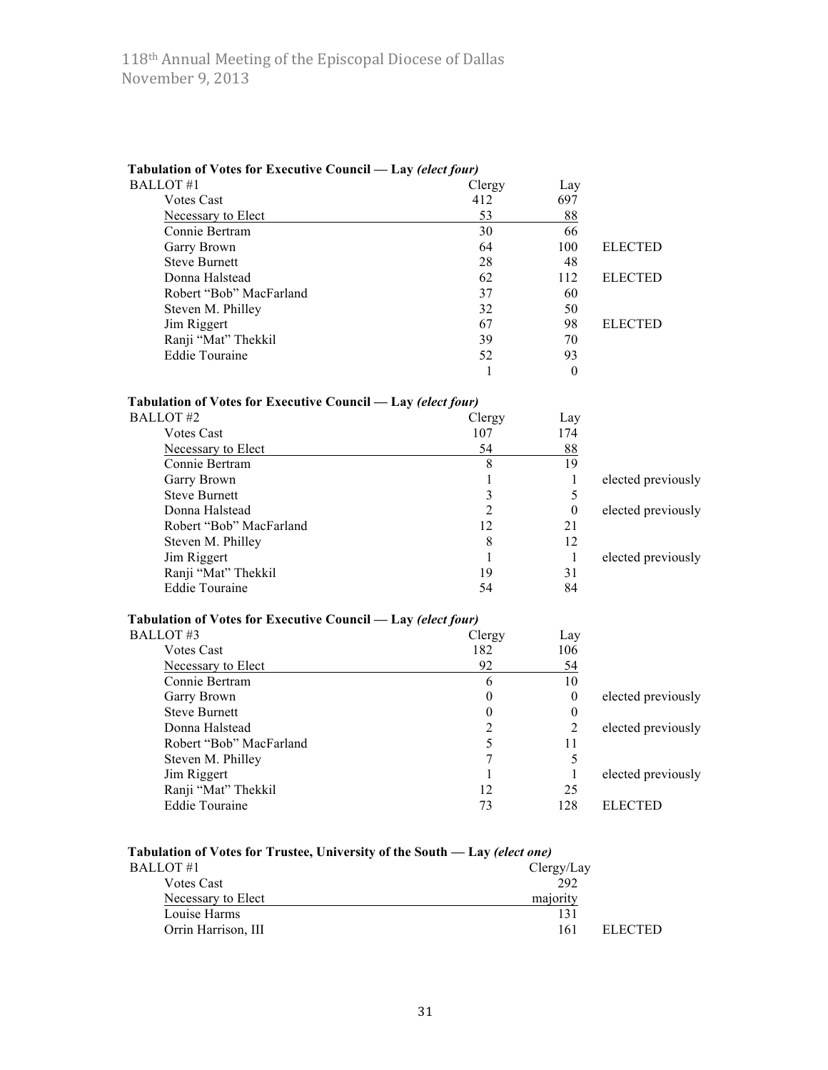**Tabulation of Votes for Executive Council — Lay *(elect four)***

| BALLOT #1 | Clergy | Lay | |
|---|---|---|---|
| Votes Cast | 412 | 697 | |
| Necessary to Elect | 53 | 88 | |
| Connie Bertram | 30 | 66 | |
| Garry Brown | 64 | 100 | ELECTED |
| Steve Burnett | 28 | 48 | |
| Donna Halstead | 62 | 112 | ELECTED |
| Robert "Bob" MacFarland | 37 | 60 | |
| Steven M. Philley | 32 | 50 | |
| Jim Riggert | 67 | 98 | ELECTED |
| Ranji "Mat" Thekkil | 39 | 70 | |
| Eddie Touraine | 52 | 93 | |
| | 1 | 0 | |

**Tabulation of Votes for Executive Council — Lay *(elect four)***

| BALLOT #2 | Clergy | Lay | |
|---|---|---|---|
| Votes Cast | 107 | 174 | |
| Necessary to Elect | 54 | 88 | |
| Connie Bertram | 8 | 19 | |
| Garry Brown | 1 | 1 | elected previously |
| Steve Burnett | 3 | 5 | |
| Donna Halstead | 2 | 0 | elected previously |
| Robert "Bob" MacFarland | 12 | 21 | |
| Steven M. Philley | 8 | 12 | |
| Jim Riggert | 1 | 1 | elected previously |
| Ranji "Mat" Thekkil | 19 | 31 | |
| Eddie Touraine | 54 | 84 | |

**Tabulation of Votes for Executive Council — Lay *(elect four)***

| BALLOT #3 | Clergy | Lay | |
|---|---|---|---|
| Votes Cast | 182 | 106 | |
| Necessary to Elect | 92 | 54 | |
| Connie Bertram | 6 | 10 | |
| Garry Brown | 0 | 0 | elected previously |
| Steve Burnett | 0 | 0 | |
| Donna Halstead | 2 | 2 | elected previously |
| Robert "Bob" MacFarland | 5 | 11 | |
| Steven M. Philley | 7 | 5 | |
| Jim Riggert | 1 | 1 | elected previously |
| Ranji "Mat" Thekkil | 12 | 25 | |
| Eddie Touraine | 73 | 128 | ELECTED |

**Tabulation of Votes for Trustee, University of the South — Lay *(elect one)***

| BALLOT #1 | Clergy/Lay | |
|---|---|---|
| Votes Cast | 292 | |
| Necessary to Elect | majority | |
| Louise Harms | 131 | |
| Orrin Harrison, III | 161 | ELECTED |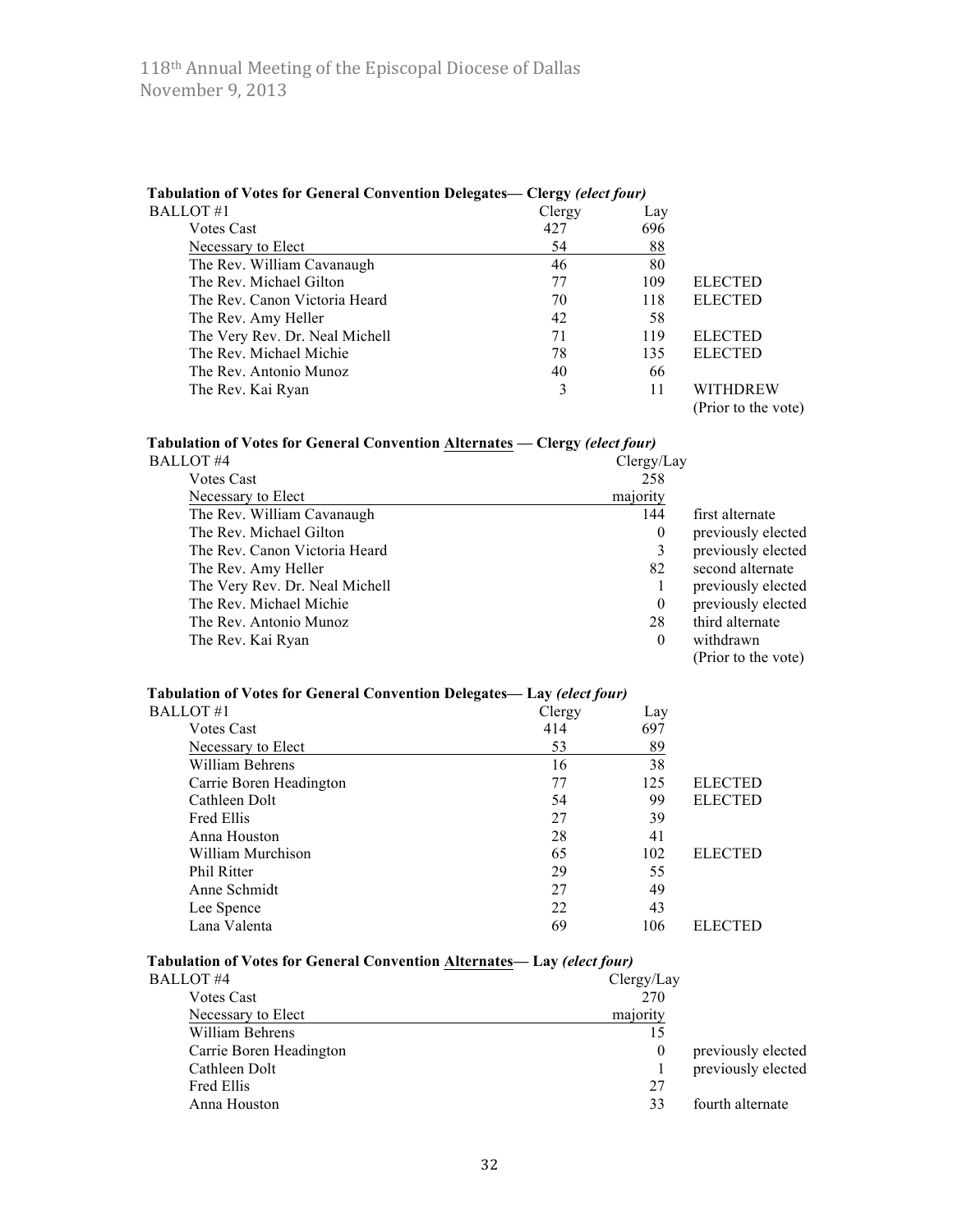118th Annual Meeting of the Episcopal Diocese of Dallas
November 9, 2013

**Tabulation of Votes for General Convention Delegates— Clergy *(elect four)***

| BALLOT #1 | Clergy | Lay | |
|---|---|---|---|
| Votes Cast | 427 | 696 | |
| Necessary to Elect | 54 | 88 | |
| The Rev. William Cavanaugh | 46 | 80 | |
| The Rev. Michael Gilton | 77 | 109 | ELECTED |
| The Rev. Canon Victoria Heard | 70 | 118 | ELECTED |
| The Rev. Amy Heller | 42 | 58 | |
| The Very Rev. Dr. Neal Michell | 71 | 119 | ELECTED |
| The Rev. Michael Michie | 78 | 135 | ELECTED |
| The Rev. Antonio Munoz | 40 | 66 | |
| The Rev. Kai Ryan | 3 | 11 | WITHDREW (Prior to the vote) |

**Tabulation of Votes for General Convention Alternates — Clergy *(elect four)***

| BALLOT #4 | Clergy/Lay | |
|---|---|---|
| Votes Cast | 258 | |
| Necessary to Elect | majority | |
| The Rev. William Cavanaugh | 144 | first alternate |
| The Rev. Michael Gilton | 0 | previously elected |
| The Rev. Canon Victoria Heard | 3 | previously elected |
| The Rev. Amy Heller | 82 | second alternate |
| The Very Rev. Dr. Neal Michell | 1 | previously elected |
| The Rev. Michael Michie | 0 | previously elected |
| The Rev. Antonio Munoz | 28 | third alternate |
| The Rev. Kai Ryan | 0 | withdrawn (Prior to the vote) |

**Tabulation of Votes for General Convention Delegates— Lay *(elect four)***

| BALLOT #1 | Clergy | Lay | |
|---|---|---|---|
| Votes Cast | 414 | 697 | |
| Necessary to Elect | 53 | 89 | |
| William Behrens | 16 | 38 | |
| Carrie Boren Headington | 77 | 125 | ELECTED |
| Cathleen Dolt | 54 | 99 | ELECTED |
| Fred Ellis | 27 | 39 | |
| Anna Houston | 28 | 41 | |
| William Murchison | 65 | 102 | ELECTED |
| Phil Ritter | 29 | 55 | |
| Anne Schmidt | 27 | 49 | |
| Lee Spence | 22 | 43 | |
| Lana Valenta | 69 | 106 | ELECTED |

**Tabulation of Votes for General Convention Alternates— Lay *(elect four)***

| BALLOT #4 | Clergy/Lay | |
|---|---|---|
| Votes Cast | 270 | |
| Necessary to Elect | majority | |
| William Behrens | 15 | |
| Carrie Boren Headington | 0 | previously elected |
| Cathleen Dolt | 1 | previously elected |
| Fred Ellis | 27 | |
| Anna Houston | 33 | fourth alternate |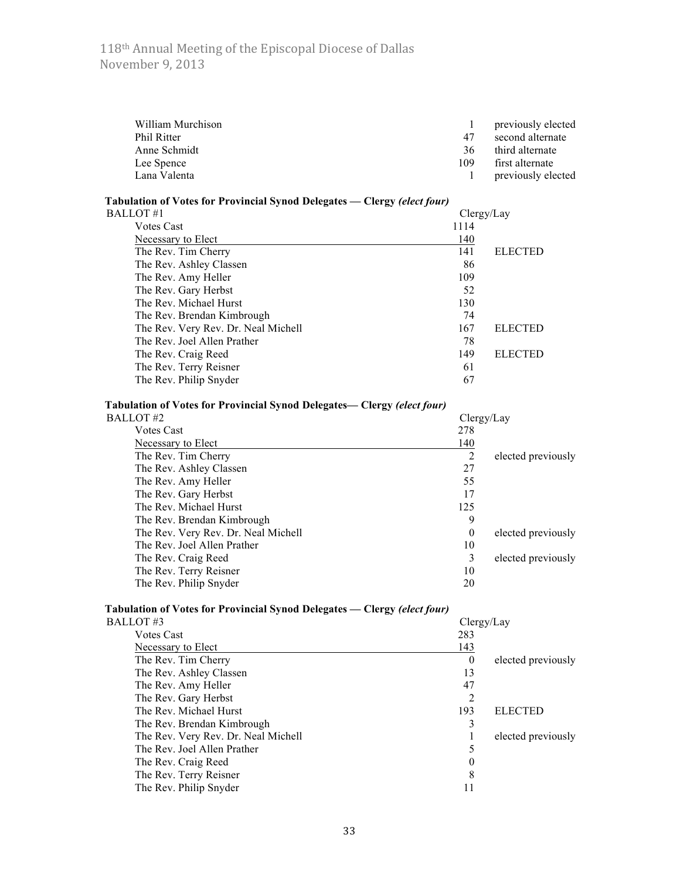| | | |
|---|---|---|
| William Murchison | 1 | previously elected |
| Phil Ritter | 47 | second alternate |
| Anne Schmidt | 36 | third alternate |
| Lee Spence | 109 | first alternate |
| Lana Valenta | 1 | previously elected |

**Tabulation of Votes for Provincial Synod Delegates — Clergy *(elect four)***

| BALLOT #1 | Clergy/Lay | |
|---|---|---|
| Votes Cast | 1114 | |
| Necessary to Elect | 140 | |
| The Rev. Tim Cherry | 141 | ELECTED |
| The Rev. Ashley Classen | 86 | |
| The Rev. Amy Heller | 109 | |
| The Rev. Gary Herbst | 52 | |
| The Rev. Michael Hurst | 130 | |
| The Rev. Brendan Kimbrough | 74 | |
| The Rev. Very Rev. Dr. Neal Michell | 167 | ELECTED |
| The Rev. Joel Allen Prather | 78 | |
| The Rev. Craig Reed | 149 | ELECTED |
| The Rev. Terry Reisner | 61 | |
| The Rev. Philip Snyder | 67 | |

**Tabulation of Votes for Provincial Synod Delegates— Clergy *(elect four)***

| BALLOT #2 | Clergy/Lay | |
|---|---|---|
| Votes Cast | 278 | |
| Necessary to Elect | 140 | |
| The Rev. Tim Cherry | 2 | elected previously |
| The Rev. Ashley Classen | 27 | |
| The Rev. Amy Heller | 55 | |
| The Rev. Gary Herbst | 17 | |
| The Rev. Michael Hurst | 125 | |
| The Rev. Brendan Kimbrough | 9 | |
| The Rev. Very Rev. Dr. Neal Michell | 0 | elected previously |
| The Rev. Joel Allen Prather | 10 | |
| The Rev. Craig Reed | 3 | elected previously |
| The Rev. Terry Reisner | 10 | |
| The Rev. Philip Snyder | 20 | |

**Tabulation of Votes for Provincial Synod Delegates — Clergy *(elect four)***

| BALLOT #3 | Clergy/Lay | |
|---|---|---|
| Votes Cast | 283 | |
| Necessary to Elect | 143 | |
| The Rev. Tim Cherry | 0 | elected previously |
| The Rev. Ashley Classen | 13 | |
| The Rev. Amy Heller | 47 | |
| The Rev. Gary Herbst | 2 | |
| The Rev. Michael Hurst | 193 | ELECTED |
| The Rev. Brendan Kimbrough | 3 | |
| The Rev. Very Rev. Dr. Neal Michell | 1 | elected previously |
| The Rev. Joel Allen Prather | 5 | |
| The Rev. Craig Reed | 0 | |
| The Rev. Terry Reisner | 8 | |
| The Rev. Philip Snyder | 11 | |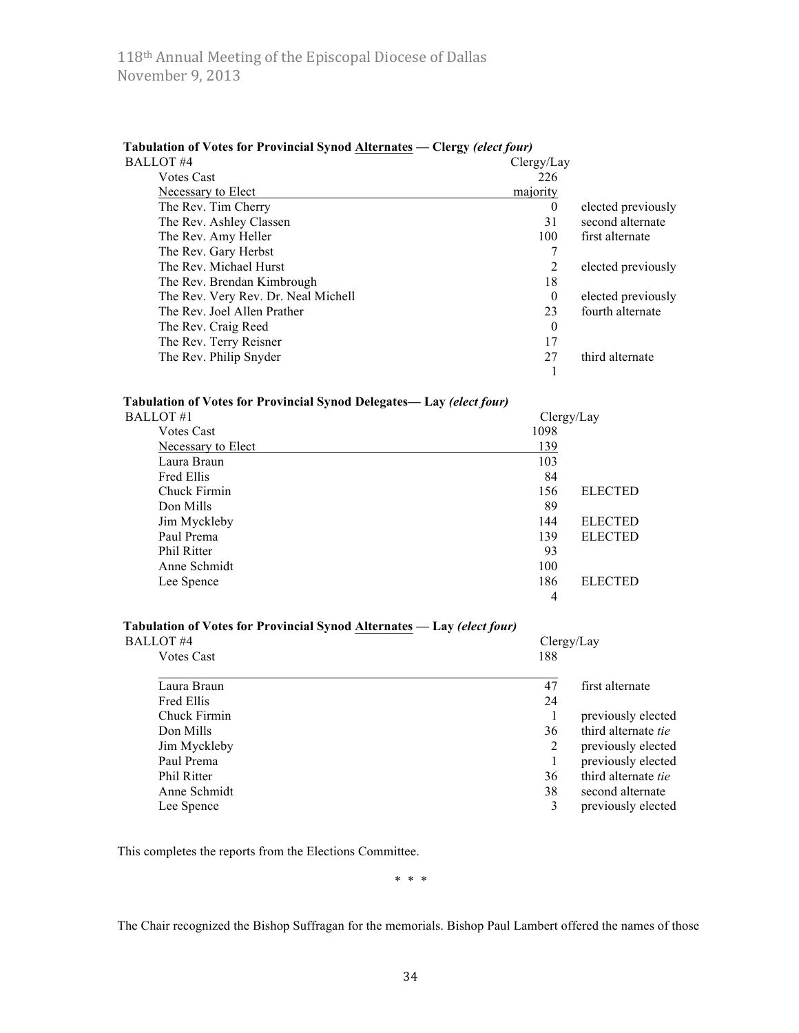**Tabulation of Votes for Provincial Synod <u>Alternates</u> — Clergy *(elect four)***

| BALLOT #4 | Clergy/Lay | |
|---|---|---|
| Votes Cast | 226 | |
| Necessary to Elect | majority | |
| The Rev. Tim Cherry | 0 | elected previously |
| The Rev. Ashley Classen | 31 | second alternate |
| The Rev. Amy Heller | 100 | first alternate |
| The Rev. Gary Herbst | 7 | |
| The Rev. Michael Hurst | 2 | elected previously |
| The Rev. Brendan Kimbrough | 18 | |
| The Rev. Very Rev. Dr. Neal Michell | 0 | elected previously |
| The Rev. Joel Allen Prather | 23 | fourth alternate |
| The Rev. Craig Reed | 0 | |
| The Rev. Terry Reisner | 17 | |
| The Rev. Philip Snyder | 27 | third alternate |
| | 1 | |

**Tabulation of Votes for Provincial Synod Delegates— Lay *(elect four)***

| BALLOT #1 | Clergy/Lay | |
|---|---|---|
| Votes Cast | 1098 | |
| Necessary to Elect | 139 | |
| Laura Braun | 103 | |
| Fred Ellis | 84 | |
| Chuck Firmin | 156 | ELECTED |
| Don Mills | 89 | |
| Jim Myckleby | 144 | ELECTED |
| Paul Prema | 139 | ELECTED |
| Phil Ritter | 93 | |
| Anne Schmidt | 100 | |
| Lee Spence | 186 | ELECTED |
| | 4 | |

**Tabulation of Votes for Provincial Synod <u>Alternates</u> — Lay *(elect four)***

| BALLOT #4 | Clergy/Lay | |
|---|---|---|
| Votes Cast | 188 | |
| Laura Braun | 47 | first alternate |
| Fred Ellis | 24 | |
| Chuck Firmin | 1 | previously elected |
| Don Mills | 36 | third alternate *tie* |
| Jim Myckleby | 2 | previously elected |
| Paul Prema | 1 | previously elected |
| Phil Ritter | 36 | third alternate *tie* |
| Anne Schmidt | 38 | second alternate |
| Lee Spence | 3 | previously elected |

This completes the reports from the Elections Committee.

\* \* \*

The Chair recognized the Bishop Suffragan for the memorials. Bishop Paul Lambert offered the names of those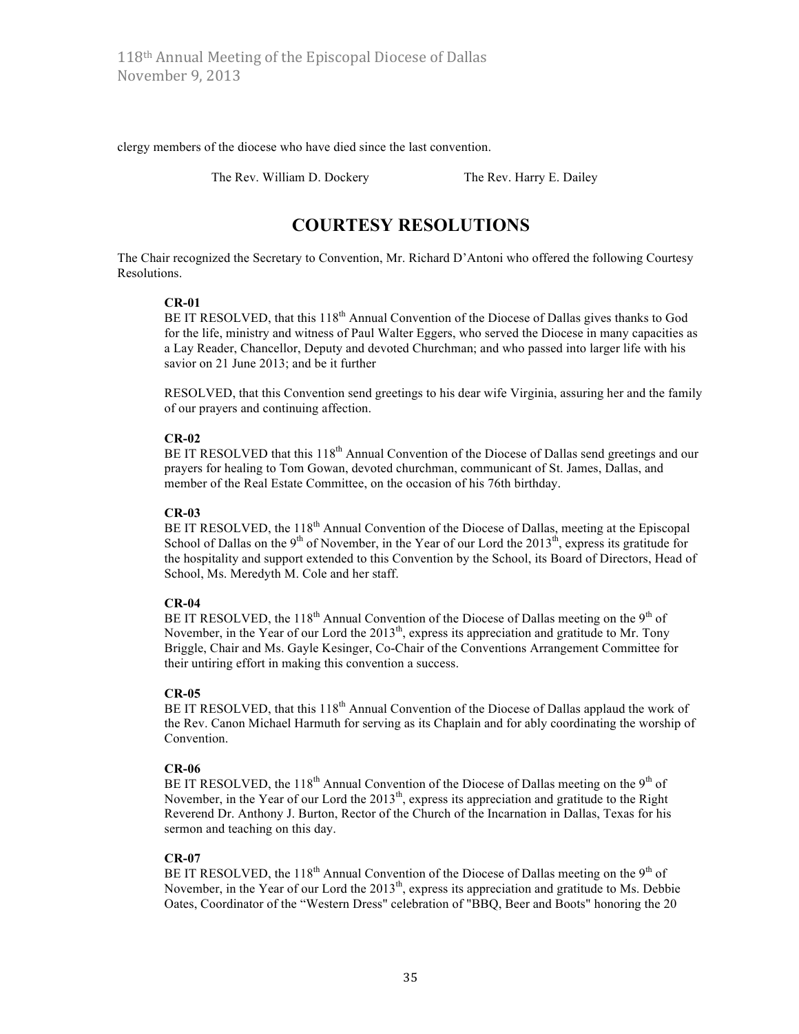clergy members of the diocese who have died since the last convention.

The Rev. William D. Dockery  The Rev. Harry E. Dailey

## COURTESY RESOLUTIONS

The Chair recognized the Secretary to Convention, Mr. Richard D'Antoni who offered the following Courtesy Resolutions.

**CR-01**
BE IT RESOLVED, that this 118th Annual Convention of the Diocese of Dallas gives thanks to God for the life, ministry and witness of Paul Walter Eggers, who served the Diocese in many capacities as a Lay Reader, Chancellor, Deputy and devoted Churchman; and who passed into larger life with his savior on 21 June 2013; and be it further

RESOLVED, that this Convention send greetings to his dear wife Virginia, assuring her and the family of our prayers and continuing affection.

**CR-02**
BE IT RESOLVED that this 118th Annual Convention of the Diocese of Dallas send greetings and our prayers for healing to Tom Gowan, devoted churchman, communicant of St. James, Dallas, and member of the Real Estate Committee, on the occasion of his 76th birthday.

**CR-03**
BE IT RESOLVED, the 118th Annual Convention of the Diocese of Dallas, meeting at the Episcopal School of Dallas on the 9th of November, in the Year of our Lord the 2013th, express its gratitude for the hospitality and support extended to this Convention by the School, its Board of Directors, Head of School, Ms. Meredyth M. Cole and her staff.

**CR-04**
BE IT RESOLVED, the 118th Annual Convention of the Diocese of Dallas meeting on the 9th of November, in the Year of our Lord the 2013th, express its appreciation and gratitude to Mr. Tony Briggle, Chair and Ms. Gayle Kesinger, Co-Chair of the Conventions Arrangement Committee for their untiring effort in making this convention a success.

**CR-05**
BE IT RESOLVED, that this 118th Annual Convention of the Diocese of Dallas applaud the work of the Rev. Canon Michael Harmuth for serving as its Chaplain and for ably coordinating the worship of Convention.

**CR-06**
BE IT RESOLVED, the 118th Annual Convention of the Diocese of Dallas meeting on the 9th of November, in the Year of our Lord the 2013th, express its appreciation and gratitude to the Right Reverend Dr. Anthony J. Burton, Rector of the Church of the Incarnation in Dallas, Texas for his sermon and teaching on this day.

**CR-07**
BE IT RESOLVED, the 118th Annual Convention of the Diocese of Dallas meeting on the 9th of November, in the Year of our Lord the 2013th, express its appreciation and gratitude to Ms. Debbie Oates, Coordinator of the "Western Dress" celebration of "BBQ, Beer and Boots" honoring the 20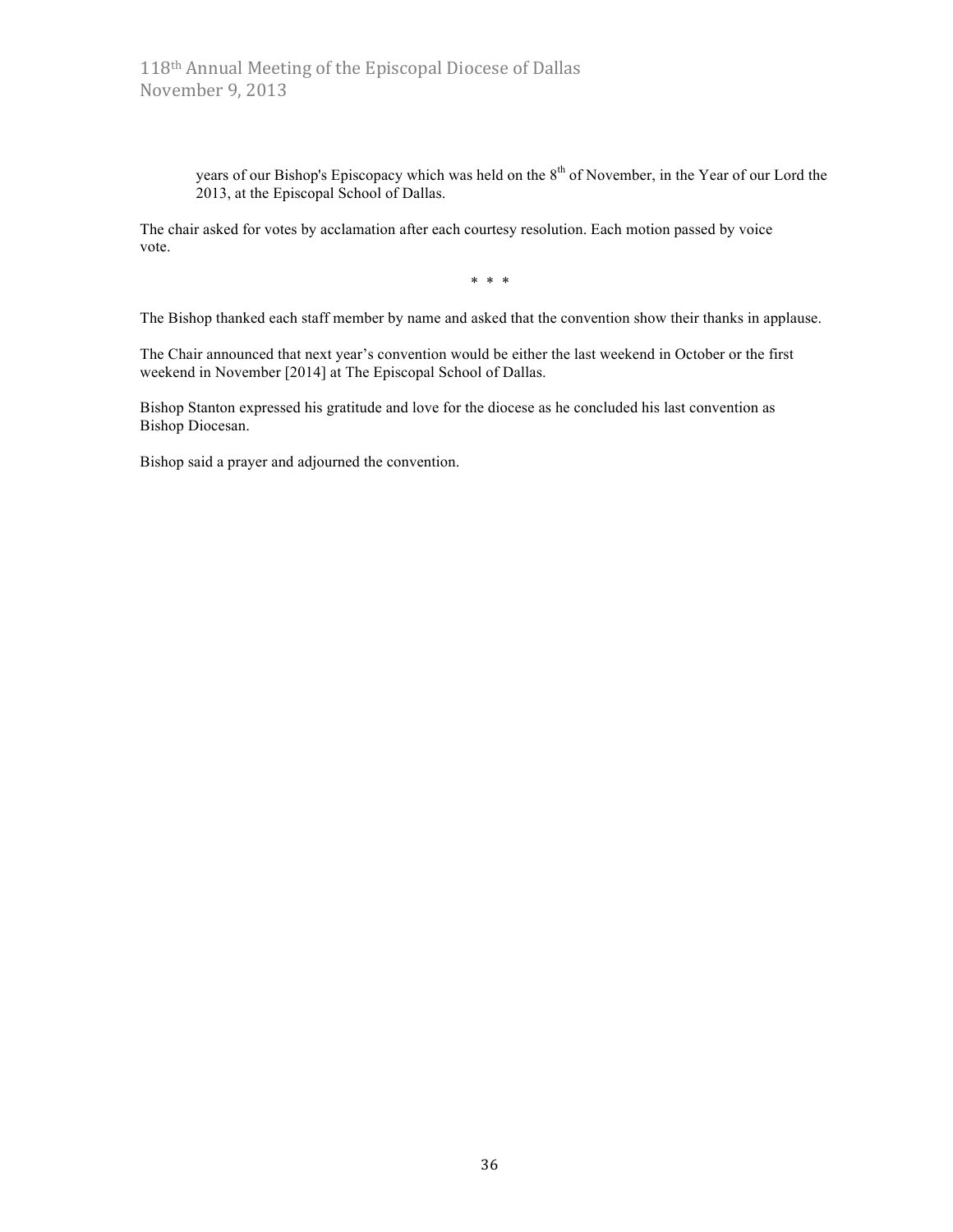years of our Bishop's Episcopacy which was held on the 8th of November, in the Year of our Lord the 2013, at the Episcopal School of Dallas.

The chair asked for votes by acclamation after each courtesy resolution. Each motion passed by voice vote.

\* \* \*

The Bishop thanked each staff member by name and asked that the convention show their thanks in applause.

The Chair announced that next year's convention would be either the last weekend in October or the first weekend in November [2014] at The Episcopal School of Dallas.

Bishop Stanton expressed his gratitude and love for the diocese as he concluded his last convention as Bishop Diocesan.

Bishop said a prayer and adjourned the convention.